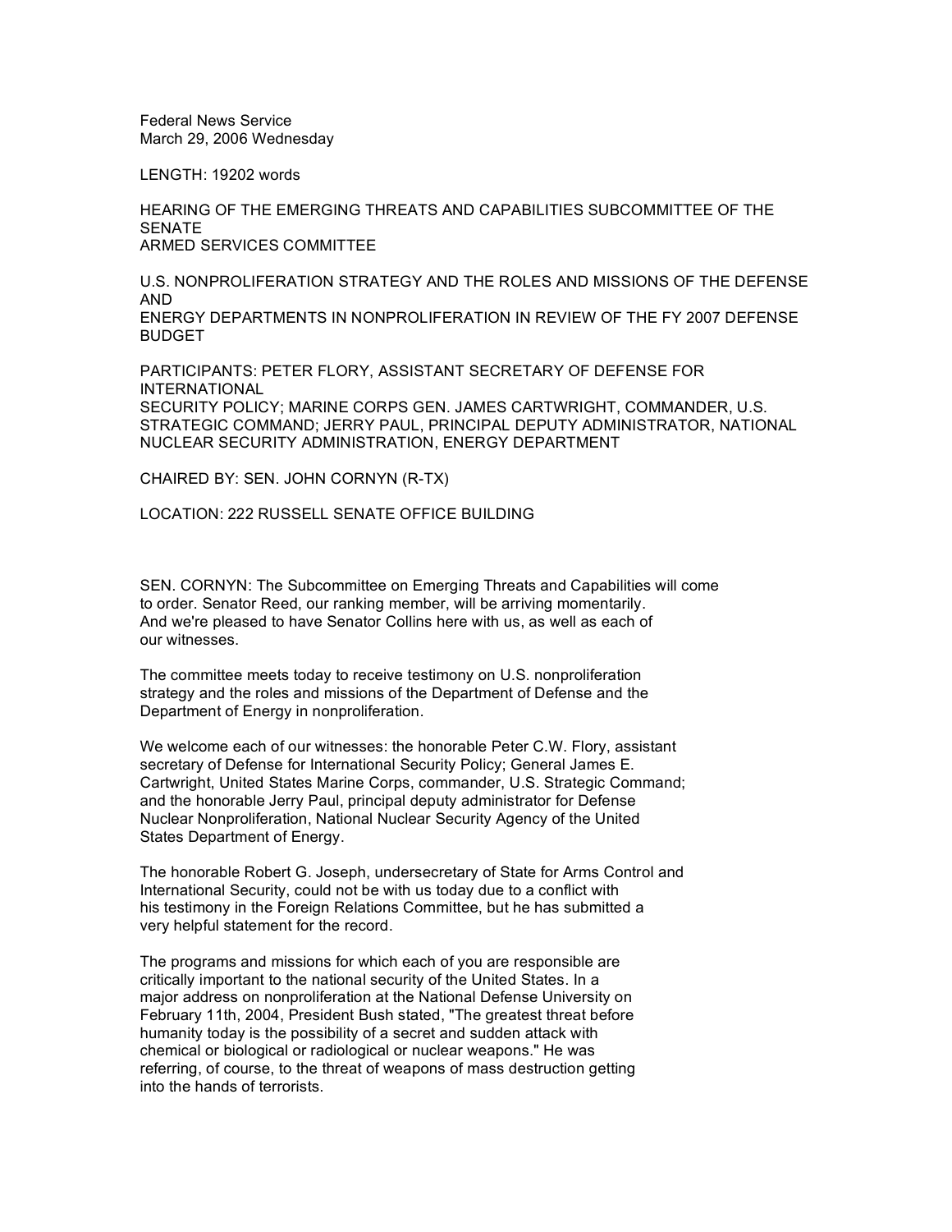Federal News Service
March 29, 2006 Wednesday

LENGTH: 19202 words

HEARING OF THE EMERGING THREATS AND CAPABILITIES SUBCOMMITTEE OF THE SENATE
ARMED SERVICES COMMITTEE

U.S. NONPROLIFERATION STRATEGY AND THE ROLES AND MISSIONS OF THE DEFENSE AND
ENERGY DEPARTMENTS IN NONPROLIFERATION IN REVIEW OF THE FY 2007 DEFENSE BUDGET

PARTICIPANTS: PETER FLORY, ASSISTANT SECRETARY OF DEFENSE FOR INTERNATIONAL
SECURITY POLICY; MARINE CORPS GEN. JAMES CARTWRIGHT, COMMANDER, U.S. STRATEGIC COMMAND; JERRY PAUL, PRINCIPAL DEPUTY ADMINISTRATOR, NATIONAL NUCLEAR SECURITY ADMINISTRATION, ENERGY DEPARTMENT

CHAIRED BY: SEN. JOHN CORNYN (R-TX)

LOCATION: 222 RUSSELL SENATE OFFICE BUILDING

SEN. CORNYN: The Subcommittee on Emerging Threats and Capabilities will come to order. Senator Reed, our ranking member, will be arriving momentarily. And we're pleased to have Senator Collins here with us, as well as each of our witnesses.

The committee meets today to receive testimony on U.S. nonproliferation strategy and the roles and missions of the Department of Defense and the Department of Energy in nonproliferation.

We welcome each of our witnesses: the honorable Peter C.W. Flory, assistant secretary of Defense for International Security Policy; General James E. Cartwright, United States Marine Corps, commander, U.S. Strategic Command; and the honorable Jerry Paul, principal deputy administrator for Defense Nuclear Nonproliferation, National Nuclear Security Agency of the United States Department of Energy.

The honorable Robert G. Joseph, undersecretary of State for Arms Control and International Security, could not be with us today due to a conflict with his testimony in the Foreign Relations Committee, but he has submitted a very helpful statement for the record.

The programs and missions for which each of you are responsible are critically important to the national security of the United States. In a major address on nonproliferation at the National Defense University on February 11th, 2004, President Bush stated, "The greatest threat before humanity today is the possibility of a secret and sudden attack with chemical or biological or radiological or nuclear weapons." He was referring, of course, to the threat of weapons of mass destruction getting into the hands of terrorists.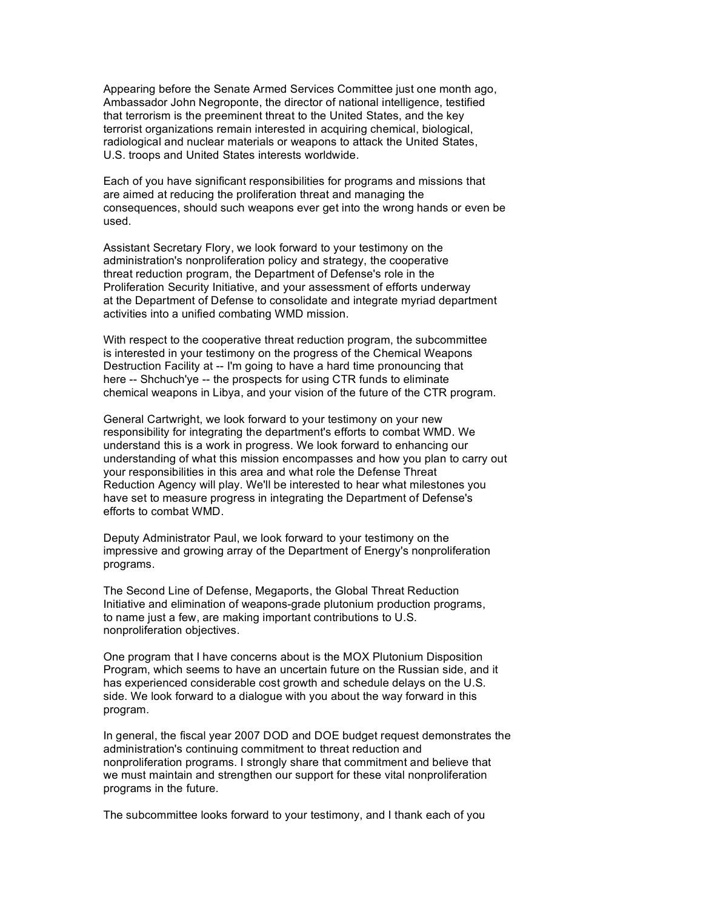Appearing before the Senate Armed Services Committee just one month ago, Ambassador John Negroponte, the director of national intelligence, testified that terrorism is the preeminent threat to the United States, and the key terrorist organizations remain interested in acquiring chemical, biological, radiological and nuclear materials or weapons to attack the United States, U.S. troops and United States interests worldwide.

Each of you have significant responsibilities for programs and missions that are aimed at reducing the proliferation threat and managing the consequences, should such weapons ever get into the wrong hands or even be used.

Assistant Secretary Flory, we look forward to your testimony on the administration's nonproliferation policy and strategy, the cooperative threat reduction program, the Department of Defense's role in the Proliferation Security Initiative, and your assessment of efforts underway at the Department of Defense to consolidate and integrate myriad department activities into a unified combating WMD mission.

With respect to the cooperative threat reduction program, the subcommittee is interested in your testimony on the progress of the Chemical Weapons Destruction Facility at -- I'm going to have a hard time pronouncing that here -- Shchuch'ye -- the prospects for using CTR funds to eliminate chemical weapons in Libya, and your vision of the future of the CTR program.

General Cartwright, we look forward to your testimony on your new responsibility for integrating the department's efforts to combat WMD. We understand this is a work in progress. We look forward to enhancing our understanding of what this mission encompasses and how you plan to carry out your responsibilities in this area and what role the Defense Threat Reduction Agency will play. We'll be interested to hear what milestones you have set to measure progress in integrating the Department of Defense's efforts to combat WMD.

Deputy Administrator Paul, we look forward to your testimony on the impressive and growing array of the Department of Energy's nonproliferation programs.

The Second Line of Defense, Megaports, the Global Threat Reduction Initiative and elimination of weapons-grade plutonium production programs, to name just a few, are making important contributions to U.S. nonproliferation objectives.

One program that I have concerns about is the MOX Plutonium Disposition Program, which seems to have an uncertain future on the Russian side, and it has experienced considerable cost growth and schedule delays on the U.S. side. We look forward to a dialogue with you about the way forward in this program.

In general, the fiscal year 2007 DOD and DOE budget request demonstrates the administration's continuing commitment to threat reduction and nonproliferation programs. I strongly share that commitment and believe that we must maintain and strengthen our support for these vital nonproliferation programs in the future.

The subcommittee looks forward to your testimony, and I thank each of you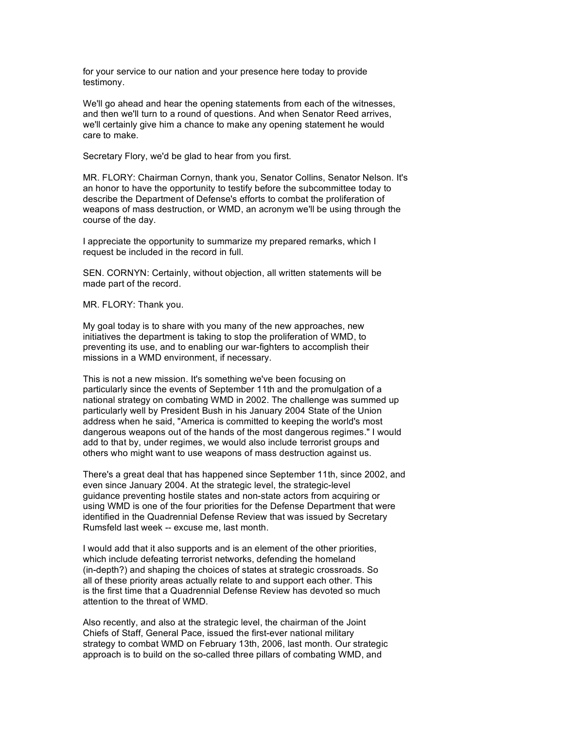for your service to our nation and your presence here today to provide testimony.

We'll go ahead and hear the opening statements from each of the witnesses, and then we'll turn to a round of questions. And when Senator Reed arrives, we'll certainly give him a chance to make any opening statement he would care to make.

Secretary Flory, we'd be glad to hear from you first.

MR. FLORY: Chairman Cornyn, thank you, Senator Collins, Senator Nelson. It's an honor to have the opportunity to testify before the subcommittee today to describe the Department of Defense's efforts to combat the proliferation of weapons of mass destruction, or WMD, an acronym we'll be using through the course of the day.

I appreciate the opportunity to summarize my prepared remarks, which I request be included in the record in full.

SEN. CORNYN: Certainly, without objection, all written statements will be made part of the record.

MR. FLORY: Thank you.

My goal today is to share with you many of the new approaches, new initiatives the department is taking to stop the proliferation of WMD, to preventing its use, and to enabling our war-fighters to accomplish their missions in a WMD environment, if necessary.

This is not a new mission. It's something we've been focusing on particularly since the events of September 11th and the promulgation of a national strategy on combating WMD in 2002. The challenge was summed up particularly well by President Bush in his January 2004 State of the Union address when he said, "America is committed to keeping the world's most dangerous weapons out of the hands of the most dangerous regimes." I would add to that by, under regimes, we would also include terrorist groups and others who might want to use weapons of mass destruction against us.

There's a great deal that has happened since September 11th, since 2002, and even since January 2004. At the strategic level, the strategic-level guidance preventing hostile states and non-state actors from acquiring or using WMD is one of the four priorities for the Defense Department that were identified in the Quadrennial Defense Review that was issued by Secretary Rumsfeld last week -- excuse me, last month.

I would add that it also supports and is an element of the other priorities, which include defeating terrorist networks, defending the homeland (in-depth?) and shaping the choices of states at strategic crossroads. So all of these priority areas actually relate to and support each other. This is the first time that a Quadrennial Defense Review has devoted so much attention to the threat of WMD.

Also recently, and also at the strategic level, the chairman of the Joint Chiefs of Staff, General Pace, issued the first-ever national military strategy to combat WMD on February 13th, 2006, last month. Our strategic approach is to build on the so-called three pillars of combating WMD, and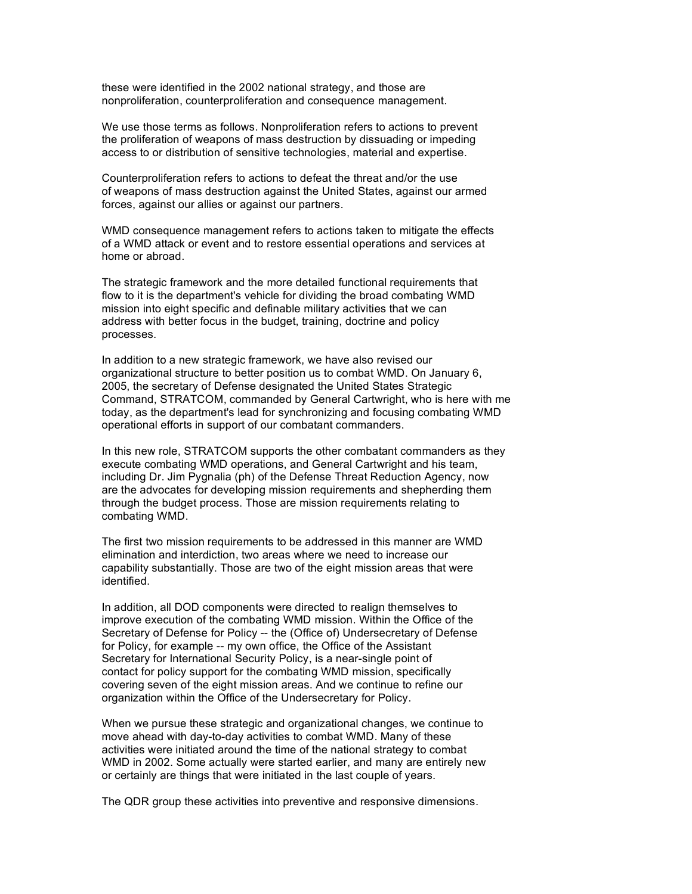these were identified in the 2002 national strategy, and those are nonproliferation, counterproliferation and consequence management.

We use those terms as follows. Nonproliferation refers to actions to prevent the proliferation of weapons of mass destruction by dissuading or impeding access to or distribution of sensitive technologies, material and expertise.

Counterproliferation refers to actions to defeat the threat and/or the use of weapons of mass destruction against the United States, against our armed forces, against our allies or against our partners.

WMD consequence management refers to actions taken to mitigate the effects of a WMD attack or event and to restore essential operations and services at home or abroad.

The strategic framework and the more detailed functional requirements that flow to it is the department's vehicle for dividing the broad combating WMD mission into eight specific and definable military activities that we can address with better focus in the budget, training, doctrine and policy processes.

In addition to a new strategic framework, we have also revised our organizational structure to better position us to combat WMD. On January 6, 2005, the secretary of Defense designated the United States Strategic Command, STRATCOM, commanded by General Cartwright, who is here with me today, as the department's lead for synchronizing and focusing combating WMD operational efforts in support of our combatant commanders.

In this new role, STRATCOM supports the other combatant commanders as they execute combating WMD operations, and General Cartwright and his team, including Dr. Jim Pygnalia (ph) of the Defense Threat Reduction Agency, now are the advocates for developing mission requirements and shepherding them through the budget process. Those are mission requirements relating to combating WMD.

The first two mission requirements to be addressed in this manner are WMD elimination and interdiction, two areas where we need to increase our capability substantially. Those are two of the eight mission areas that were identified.

In addition, all DOD components were directed to realign themselves to improve execution of the combating WMD mission. Within the Office of the Secretary of Defense for Policy -- the (Office of) Undersecretary of Defense for Policy, for example -- my own office, the Office of the Assistant Secretary for International Security Policy, is a near-single point of contact for policy support for the combating WMD mission, specifically covering seven of the eight mission areas. And we continue to refine our organization within the Office of the Undersecretary for Policy.

When we pursue these strategic and organizational changes, we continue to move ahead with day-to-day activities to combat WMD. Many of these activities were initiated around the time of the national strategy to combat WMD in 2002. Some actually were started earlier, and many are entirely new or certainly are things that were initiated in the last couple of years.

The QDR group these activities into preventive and responsive dimensions.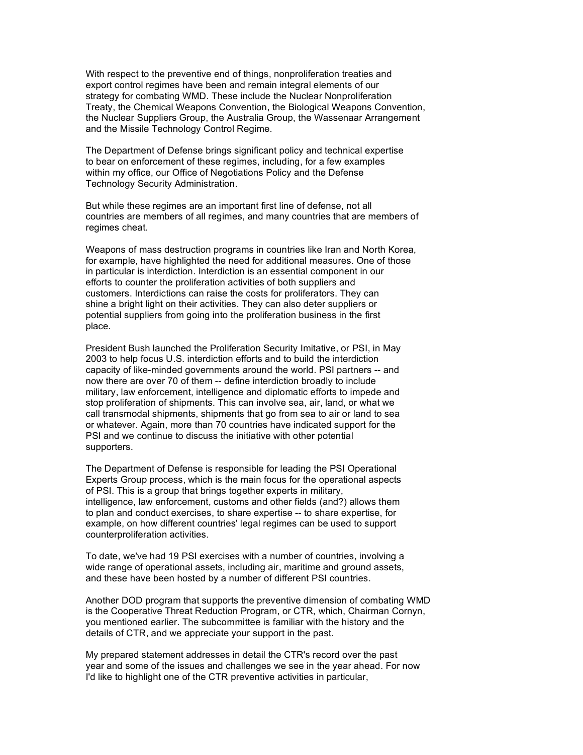With respect to the preventive end of things, nonproliferation treaties and export control regimes have been and remain integral elements of our strategy for combating WMD. These include the Nuclear Nonproliferation Treaty, the Chemical Weapons Convention, the Biological Weapons Convention, the Nuclear Suppliers Group, the Australia Group, the Wassenaar Arrangement and the Missile Technology Control Regime.

The Department of Defense brings significant policy and technical expertise to bear on enforcement of these regimes, including, for a few examples within my office, our Office of Negotiations Policy and the Defense Technology Security Administration.

But while these regimes are an important first line of defense, not all countries are members of all regimes, and many countries that are members of regimes cheat.

Weapons of mass destruction programs in countries like Iran and North Korea, for example, have highlighted the need for additional measures. One of those in particular is interdiction. Interdiction is an essential component in our efforts to counter the proliferation activities of both suppliers and customers. Interdictions can raise the costs for proliferators. They can shine a bright light on their activities. They can also deter suppliers or potential suppliers from going into the proliferation business in the first place.

President Bush launched the Proliferation Security Imitative, or PSI, in May 2003 to help focus U.S. interdiction efforts and to build the interdiction capacity of like-minded governments around the world. PSI partners -- and now there are over 70 of them -- define interdiction broadly to include military, law enforcement, intelligence and diplomatic efforts to impede and stop proliferation of shipments. This can involve sea, air, land, or what we call transmodal shipments, shipments that go from sea to air or land to sea or whatever. Again, more than 70 countries have indicated support for the PSI and we continue to discuss the initiative with other potential supporters.

The Department of Defense is responsible for leading the PSI Operational Experts Group process, which is the main focus for the operational aspects of PSI. This is a group that brings together experts in military, intelligence, law enforcement, customs and other fields (and?) allows them to plan and conduct exercises, to share expertise -- to share expertise, for example, on how different countries' legal regimes can be used to support counterproliferation activities.

To date, we've had 19 PSI exercises with a number of countries, involving a wide range of operational assets, including air, maritime and ground assets, and these have been hosted by a number of different PSI countries.

Another DOD program that supports the preventive dimension of combating WMD is the Cooperative Threat Reduction Program, or CTR, which, Chairman Cornyn, you mentioned earlier. The subcommittee is familiar with the history and the details of CTR, and we appreciate your support in the past.

My prepared statement addresses in detail the CTR's record over the past year and some of the issues and challenges we see in the year ahead. For now I'd like to highlight one of the CTR preventive activities in particular,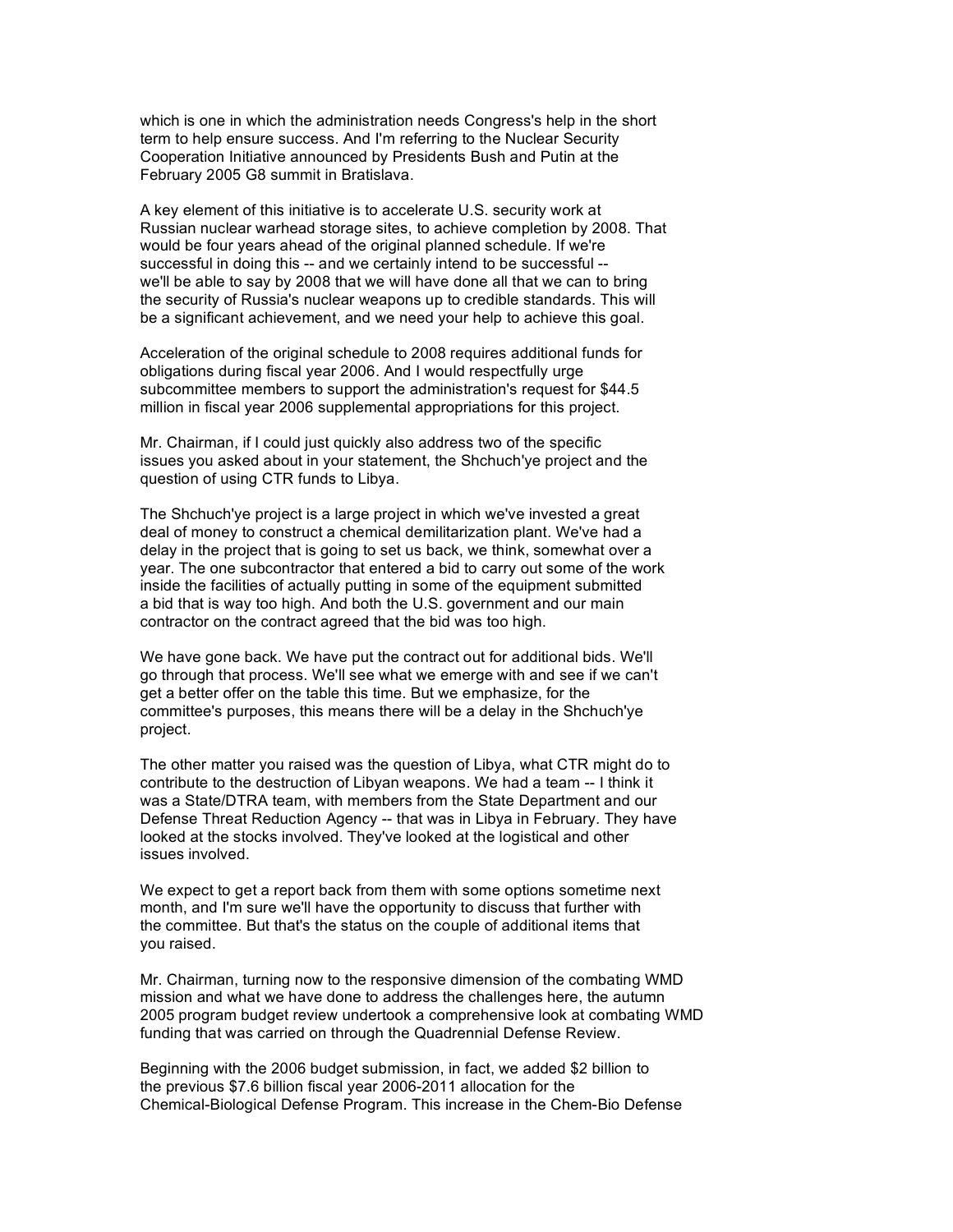which is one in which the administration needs Congress's help in the short term to help ensure success. And I'm referring to the Nuclear Security Cooperation Initiative announced by Presidents Bush and Putin at the February 2005 G8 summit in Bratislava.

A key element of this initiative is to accelerate U.S. security work at Russian nuclear warhead storage sites, to achieve completion by 2008. That would be four years ahead of the original planned schedule. If we're successful in doing this -- and we certainly intend to be successful -- we'll be able to say by 2008 that we will have done all that we can to bring the security of Russia's nuclear weapons up to credible standards. This will be a significant achievement, and we need your help to achieve this goal.

Acceleration of the original schedule to 2008 requires additional funds for obligations during fiscal year 2006. And I would respectfully urge subcommittee members to support the administration's request for $44.5 million in fiscal year 2006 supplemental appropriations for this project.

Mr. Chairman, if I could just quickly also address two of the specific issues you asked about in your statement, the Shchuch'ye project and the question of using CTR funds to Libya.

The Shchuch'ye project is a large project in which we've invested a great deal of money to construct a chemical demilitarization plant. We've had a delay in the project that is going to set us back, we think, somewhat over a year. The one subcontractor that entered a bid to carry out some of the work inside the facilities of actually putting in some of the equipment submitted a bid that is way too high. And both the U.S. government and our main contractor on the contract agreed that the bid was too high.

We have gone back. We have put the contract out for additional bids. We'll go through that process. We'll see what we emerge with and see if we can't get a better offer on the table this time. But we emphasize, for the committee's purposes, this means there will be a delay in the Shchuch'ye project.

The other matter you raised was the question of Libya, what CTR might do to contribute to the destruction of Libyan weapons. We had a team -- I think it was a State/DTRA team, with members from the State Department and our Defense Threat Reduction Agency -- that was in Libya in February. They have looked at the stocks involved. They've looked at the logistical and other issues involved.

We expect to get a report back from them with some options sometime next month, and I'm sure we'll have the opportunity to discuss that further with the committee. But that's the status on the couple of additional items that you raised.

Mr. Chairman, turning now to the responsive dimension of the combating WMD mission and what we have done to address the challenges here, the autumn 2005 program budget review undertook a comprehensive look at combating WMD funding that was carried on through the Quadrennial Defense Review.

Beginning with the 2006 budget submission, in fact, we added $2 billion to the previous $7.6 billion fiscal year 2006-2011 allocation for the Chemical-Biological Defense Program. This increase in the Chem-Bio Defense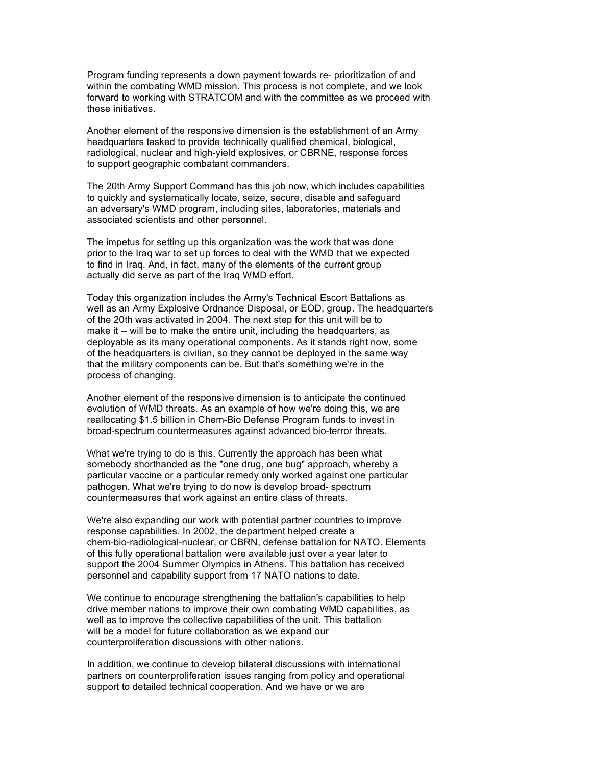Program funding represents a down payment towards re- prioritization of and within the combating WMD mission. This process is not complete, and we look forward to working with STRATCOM and with the committee as we proceed with these initiatives.

Another element of the responsive dimension is the establishment of an Army headquarters tasked to provide technically qualified chemical, biological, radiological, nuclear and high-yield explosives, or CBRNE, response forces to support geographic combatant commanders.

The 20th Army Support Command has this job now, which includes capabilities to quickly and systematically locate, seize, secure, disable and safeguard an adversary's WMD program, including sites, laboratories, materials and associated scientists and other personnel.

The impetus for setting up this organization was the work that was done prior to the Iraq war to set up forces to deal with the WMD that we expected to find in Iraq. And, in fact, many of the elements of the current group actually did serve as part of the Iraq WMD effort.

Today this organization includes the Army's Technical Escort Battalions as well as an Army Explosive Ordnance Disposal, or EOD, group. The headquarters of the 20th was activated in 2004. The next step for this unit will be to make it -- will be to make the entire unit, including the headquarters, as deployable as its many operational components. As it stands right now, some of the headquarters is civilian, so they cannot be deployed in the same way that the military components can be. But that's something we're in the process of changing.

Another element of the responsive dimension is to anticipate the continued evolution of WMD threats. As an example of how we're doing this, we are reallocating $1.5 billion in Chem-Bio Defense Program funds to invest in broad-spectrum countermeasures against advanced bio-terror threats.

What we're trying to do is this. Currently the approach has been what somebody shorthanded as the "one drug, one bug" approach, whereby a particular vaccine or a particular remedy only worked against one particular pathogen. What we're trying to do now is develop broad- spectrum countermeasures that work against an entire class of threats.

We're also expanding our work with potential partner countries to improve response capabilities. In 2002, the department helped create a chem-bio-radiological-nuclear, or CBRN, defense battalion for NATO. Elements of this fully operational battalion were available just over a year later to support the 2004 Summer Olympics in Athens. This battalion has received personnel and capability support from 17 NATO nations to date.

We continue to encourage strengthening the battalion's capabilities to help drive member nations to improve their own combating WMD capabilities, as well as to improve the collective capabilities of the unit. This battalion will be a model for future collaboration as we expand our counterproliferation discussions with other nations.

In addition, we continue to develop bilateral discussions with international partners on counterproliferation issues ranging from policy and operational support to detailed technical cooperation. And we have or we are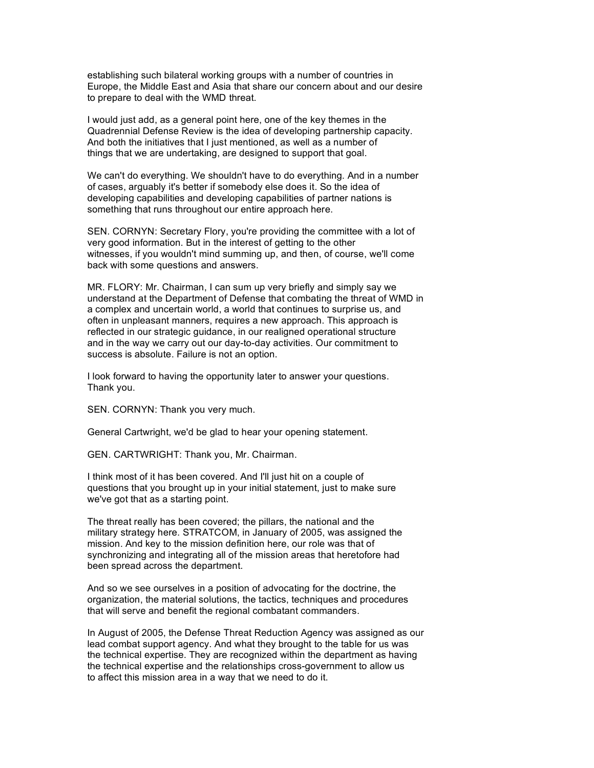establishing such bilateral working groups with a number of countries in Europe, the Middle East and Asia that share our concern about and our desire to prepare to deal with the WMD threat.

I would just add, as a general point here, one of the key themes in the Quadrennial Defense Review is the idea of developing partnership capacity. And both the initiatives that I just mentioned, as well as a number of things that we are undertaking, are designed to support that goal.

We can't do everything. We shouldn't have to do everything. And in a number of cases, arguably it's better if somebody else does it. So the idea of developing capabilities and developing capabilities of partner nations is something that runs throughout our entire approach here.

SEN. CORNYN: Secretary Flory, you're providing the committee with a lot of very good information. But in the interest of getting to the other witnesses, if you wouldn't mind summing up, and then, of course, we'll come back with some questions and answers.

MR. FLORY: Mr. Chairman, I can sum up very briefly and simply say we understand at the Department of Defense that combating the threat of WMD in a complex and uncertain world, a world that continues to surprise us, and often in unpleasant manners, requires a new approach. This approach is reflected in our strategic guidance, in our realigned operational structure and in the way we carry out our day-to-day activities. Our commitment to success is absolute. Failure is not an option.

I look forward to having the opportunity later to answer your questions. Thank you.

SEN. CORNYN: Thank you very much.

General Cartwright, we'd be glad to hear your opening statement.

GEN. CARTWRIGHT: Thank you, Mr. Chairman.

I think most of it has been covered. And I'll just hit on a couple of questions that you brought up in your initial statement, just to make sure we've got that as a starting point.

The threat really has been covered; the pillars, the national and the military strategy here. STRATCOM, in January of 2005, was assigned the mission. And key to the mission definition here, our role was that of synchronizing and integrating all of the mission areas that heretofore had been spread across the department.

And so we see ourselves in a position of advocating for the doctrine, the organization, the material solutions, the tactics, techniques and procedures that will serve and benefit the regional combatant commanders.

In August of 2005, the Defense Threat Reduction Agency was assigned as our lead combat support agency. And what they brought to the table for us was the technical expertise. They are recognized within the department as having the technical expertise and the relationships cross-government to allow us to affect this mission area in a way that we need to do it.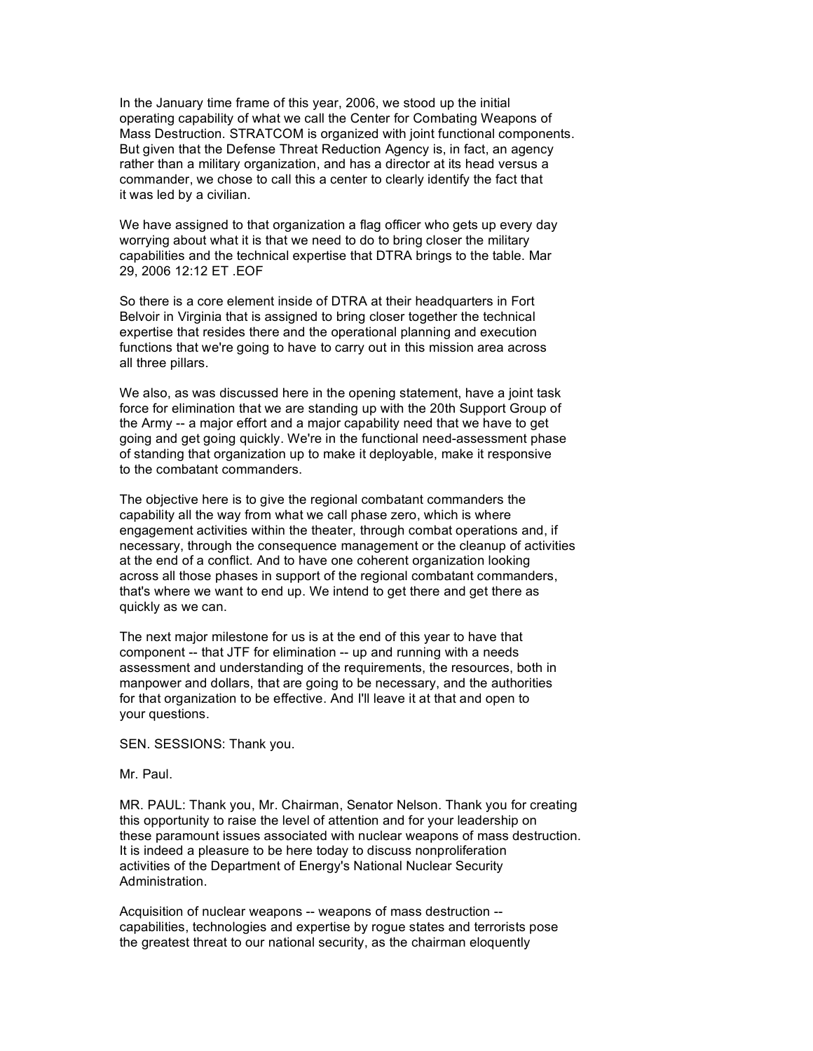In the January time frame of this year, 2006, we stood up the initial operating capability of what we call the Center for Combating Weapons of Mass Destruction. STRATCOM is organized with joint functional components. But given that the Defense Threat Reduction Agency is, in fact, an agency rather than a military organization, and has a director at its head versus a commander, we chose to call this a center to clearly identify the fact that it was led by a civilian.

We have assigned to that organization a flag officer who gets up every day worrying about what it is that we need to do to bring closer the military capabilities and the technical expertise that DTRA brings to the table. Mar 29, 2006 12:12 ET .EOF

So there is a core element inside of DTRA at their headquarters in Fort Belvoir in Virginia that is assigned to bring closer together the technical expertise that resides there and the operational planning and execution functions that we're going to have to carry out in this mission area across all three pillars.

We also, as was discussed here in the opening statement, have a joint task force for elimination that we are standing up with the 20th Support Group of the Army -- a major effort and a major capability need that we have to get going and get going quickly. We're in the functional need-assessment phase of standing that organization up to make it deployable, make it responsive to the combatant commanders.

The objective here is to give the regional combatant commanders the capability all the way from what we call phase zero, which is where engagement activities within the theater, through combat operations and, if necessary, through the consequence management or the cleanup of activities at the end of a conflict. And to have one coherent organization looking across all those phases in support of the regional combatant commanders, that's where we want to end up. We intend to get there and get there as quickly as we can.

The next major milestone for us is at the end of this year to have that component -- that JTF for elimination -- up and running with a needs assessment and understanding of the requirements, the resources, both in manpower and dollars, that are going to be necessary, and the authorities for that organization to be effective. And I'll leave it at that and open to your questions.

SEN. SESSIONS: Thank you.

Mr. Paul.

MR. PAUL: Thank you, Mr. Chairman, Senator Nelson. Thank you for creating this opportunity to raise the level of attention and for your leadership on these paramount issues associated with nuclear weapons of mass destruction. It is indeed a pleasure to be here today to discuss nonproliferation activities of the Department of Energy's National Nuclear Security Administration.

Acquisition of nuclear weapons -- weapons of mass destruction -- capabilities, technologies and expertise by rogue states and terrorists pose the greatest threat to our national security, as the chairman eloquently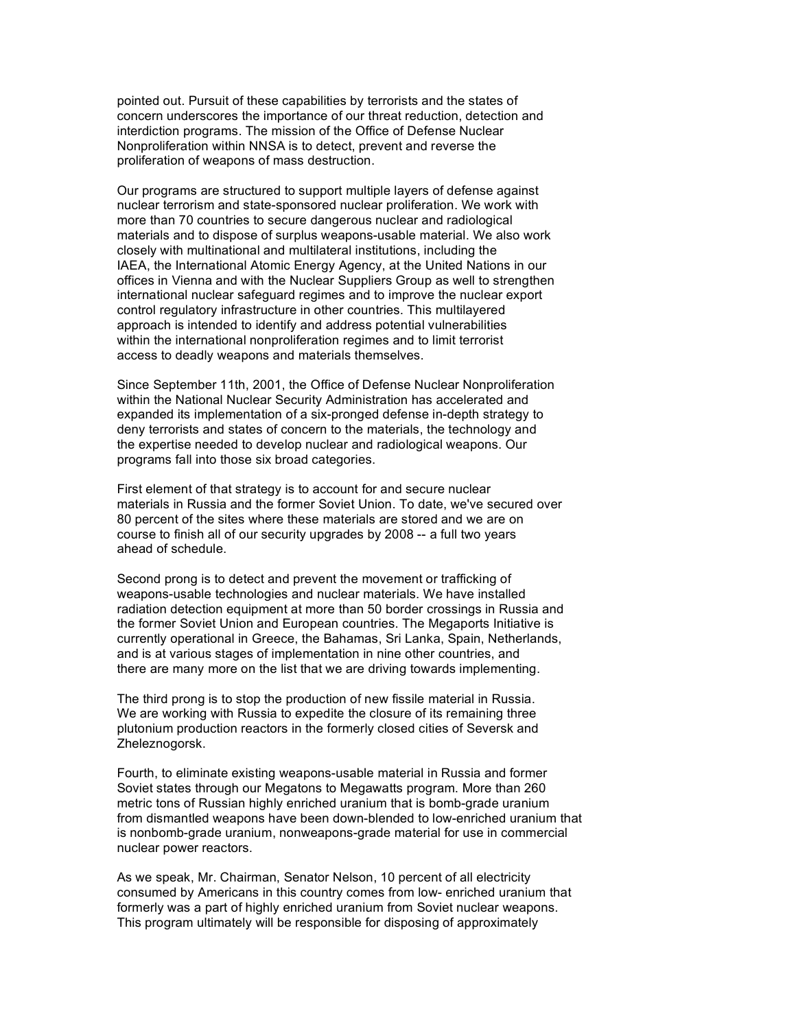pointed out. Pursuit of these capabilities by terrorists and the states of concern underscores the importance of our threat reduction, detection and interdiction programs. The mission of the Office of Defense Nuclear Nonproliferation within NNSA is to detect, prevent and reverse the proliferation of weapons of mass destruction.

Our programs are structured to support multiple layers of defense against nuclear terrorism and state-sponsored nuclear proliferation. We work with more than 70 countries to secure dangerous nuclear and radiological materials and to dispose of surplus weapons-usable material. We also work closely with multinational and multilateral institutions, including the IAEA, the International Atomic Energy Agency, at the United Nations in our offices in Vienna and with the Nuclear Suppliers Group as well to strengthen international nuclear safeguard regimes and to improve the nuclear export control regulatory infrastructure in other countries. This multilayered approach is intended to identify and address potential vulnerabilities within the international nonproliferation regimes and to limit terrorist access to deadly weapons and materials themselves.

Since September 11th, 2001, the Office of Defense Nuclear Nonproliferation within the National Nuclear Security Administration has accelerated and expanded its implementation of a six-pronged defense in-depth strategy to deny terrorists and states of concern to the materials, the technology and the expertise needed to develop nuclear and radiological weapons. Our programs fall into those six broad categories.

First element of that strategy is to account for and secure nuclear materials in Russia and the former Soviet Union. To date, we've secured over 80 percent of the sites where these materials are stored and we are on course to finish all of our security upgrades by 2008 -- a full two years ahead of schedule.

Second prong is to detect and prevent the movement or trafficking of weapons-usable technologies and nuclear materials. We have installed radiation detection equipment at more than 50 border crossings in Russia and the former Soviet Union and European countries. The Megaports Initiative is currently operational in Greece, the Bahamas, Sri Lanka, Spain, Netherlands, and is at various stages of implementation in nine other countries, and there are many more on the list that we are driving towards implementing.

The third prong is to stop the production of new fissile material in Russia. We are working with Russia to expedite the closure of its remaining three plutonium production reactors in the formerly closed cities of Seversk and Zheleznogorsk.

Fourth, to eliminate existing weapons-usable material in Russia and former Soviet states through our Megatons to Megawatts program. More than 260 metric tons of Russian highly enriched uranium that is bomb-grade uranium from dismantled weapons have been down-blended to low-enriched uranium that is nonbomb-grade uranium, nonweapons-grade material for use in commercial nuclear power reactors.

As we speak, Mr. Chairman, Senator Nelson, 10 percent of all electricity consumed by Americans in this country comes from low- enriched uranium that formerly was a part of highly enriched uranium from Soviet nuclear weapons. This program ultimately will be responsible for disposing of approximately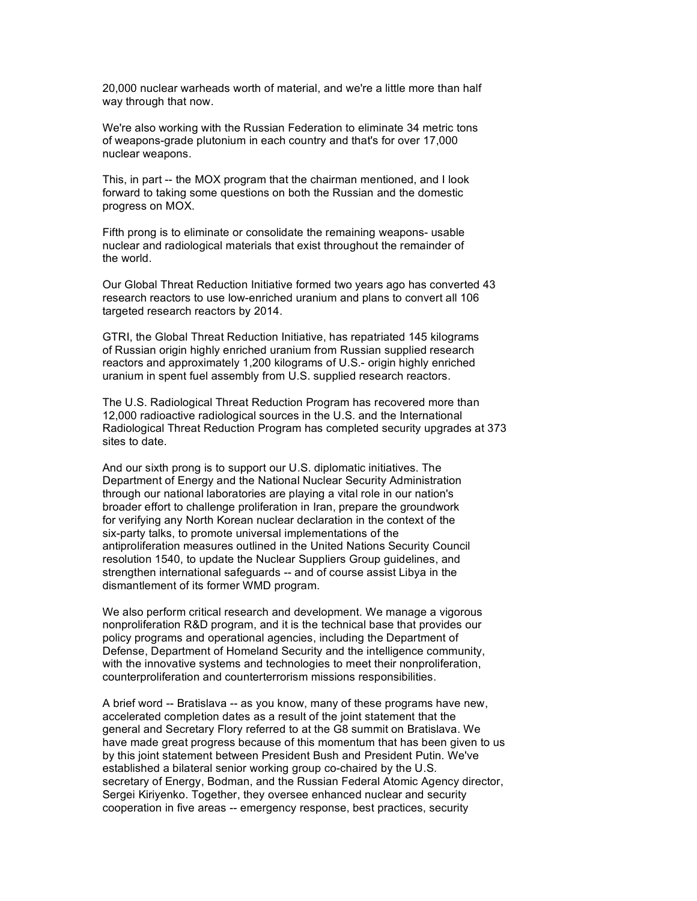20,000 nuclear warheads worth of material, and we're a little more than half way through that now.

We're also working with the Russian Federation to eliminate 34 metric tons of weapons-grade plutonium in each country and that's for over 17,000 nuclear weapons.

This, in part -- the MOX program that the chairman mentioned, and I look forward to taking some questions on both the Russian and the domestic progress on MOX.

Fifth prong is to eliminate or consolidate the remaining weapons- usable nuclear and radiological materials that exist throughout the remainder of the world.

Our Global Threat Reduction Initiative formed two years ago has converted 43 research reactors to use low-enriched uranium and plans to convert all 106 targeted research reactors by 2014.

GTRI, the Global Threat Reduction Initiative, has repatriated 145 kilograms of Russian origin highly enriched uranium from Russian supplied research reactors and approximately 1,200 kilograms of U.S.- origin highly enriched uranium in spent fuel assembly from U.S. supplied research reactors.

The U.S. Radiological Threat Reduction Program has recovered more than 12,000 radioactive radiological sources in the U.S. and the International Radiological Threat Reduction Program has completed security upgrades at 373 sites to date.

And our sixth prong is to support our U.S. diplomatic initiatives. The Department of Energy and the National Nuclear Security Administration through our national laboratories are playing a vital role in our nation's broader effort to challenge proliferation in Iran, prepare the groundwork for verifying any North Korean nuclear declaration in the context of the six-party talks, to promote universal implementations of the antiproliferation measures outlined in the United Nations Security Council resolution 1540, to update the Nuclear Suppliers Group guidelines, and strengthen international safeguards -- and of course assist Libya in the dismantlement of its former WMD program.

We also perform critical research and development. We manage a vigorous nonproliferation R&D program, and it is the technical base that provides our policy programs and operational agencies, including the Department of Defense, Department of Homeland Security and the intelligence community, with the innovative systems and technologies to meet their nonproliferation, counterproliferation and counterterrorism missions responsibilities.

A brief word -- Bratislava -- as you know, many of these programs have new, accelerated completion dates as a result of the joint statement that the general and Secretary Flory referred to at the G8 summit on Bratislava. We have made great progress because of this momentum that has been given to us by this joint statement between President Bush and President Putin. We've established a bilateral senior working group co-chaired by the U.S. secretary of Energy, Bodman, and the Russian Federal Atomic Agency director, Sergei Kiriyenko. Together, they oversee enhanced nuclear and security cooperation in five areas -- emergency response, best practices, security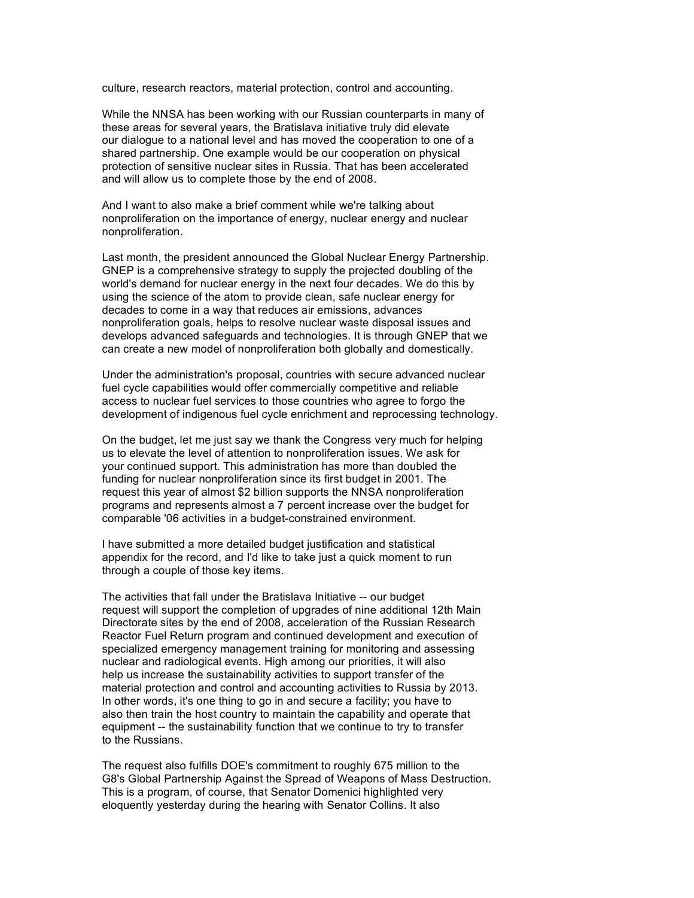culture, research reactors, material protection, control and accounting.

While the NNSA has been working with our Russian counterparts in many of these areas for several years, the Bratislava initiative truly did elevate our dialogue to a national level and has moved the cooperation to one of a shared partnership. One example would be our cooperation on physical protection of sensitive nuclear sites in Russia. That has been accelerated and will allow us to complete those by the end of 2008.

And I want to also make a brief comment while we're talking about nonproliferation on the importance of energy, nuclear energy and nuclear nonproliferation.

Last month, the president announced the Global Nuclear Energy Partnership. GNEP is a comprehensive strategy to supply the projected doubling of the world's demand for nuclear energy in the next four decades. We do this by using the science of the atom to provide clean, safe nuclear energy for decades to come in a way that reduces air emissions, advances nonproliferation goals, helps to resolve nuclear waste disposal issues and develops advanced safeguards and technologies. It is through GNEP that we can create a new model of nonproliferation both globally and domestically.

Under the administration's proposal, countries with secure advanced nuclear fuel cycle capabilities would offer commercially competitive and reliable access to nuclear fuel services to those countries who agree to forgo the development of indigenous fuel cycle enrichment and reprocessing technology.

On the budget, let me just say we thank the Congress very much for helping us to elevate the level of attention to nonproliferation issues. We ask for your continued support. This administration has more than doubled the funding for nuclear nonproliferation since its first budget in 2001. The request this year of almost $2 billion supports the NNSA nonproliferation programs and represents almost a 7 percent increase over the budget for comparable '06 activities in a budget-constrained environment.

I have submitted a more detailed budget justification and statistical appendix for the record, and I'd like to take just a quick moment to run through a couple of those key items.

The activities that fall under the Bratislava Initiative -- our budget request will support the completion of upgrades of nine additional 12th Main Directorate sites by the end of 2008, acceleration of the Russian Research Reactor Fuel Return program and continued development and execution of specialized emergency management training for monitoring and assessing nuclear and radiological events. High among our priorities, it will also help us increase the sustainability activities to support transfer of the material protection and control and accounting activities to Russia by 2013. In other words, it's one thing to go in and secure a facility; you have to also then train the host country to maintain the capability and operate that equipment -- the sustainability function that we continue to try to transfer to the Russians.

The request also fulfills DOE's commitment to roughly 675 million to the G8's Global Partnership Against the Spread of Weapons of Mass Destruction. This is a program, of course, that Senator Domenici highlighted very eloquently yesterday during the hearing with Senator Collins. It also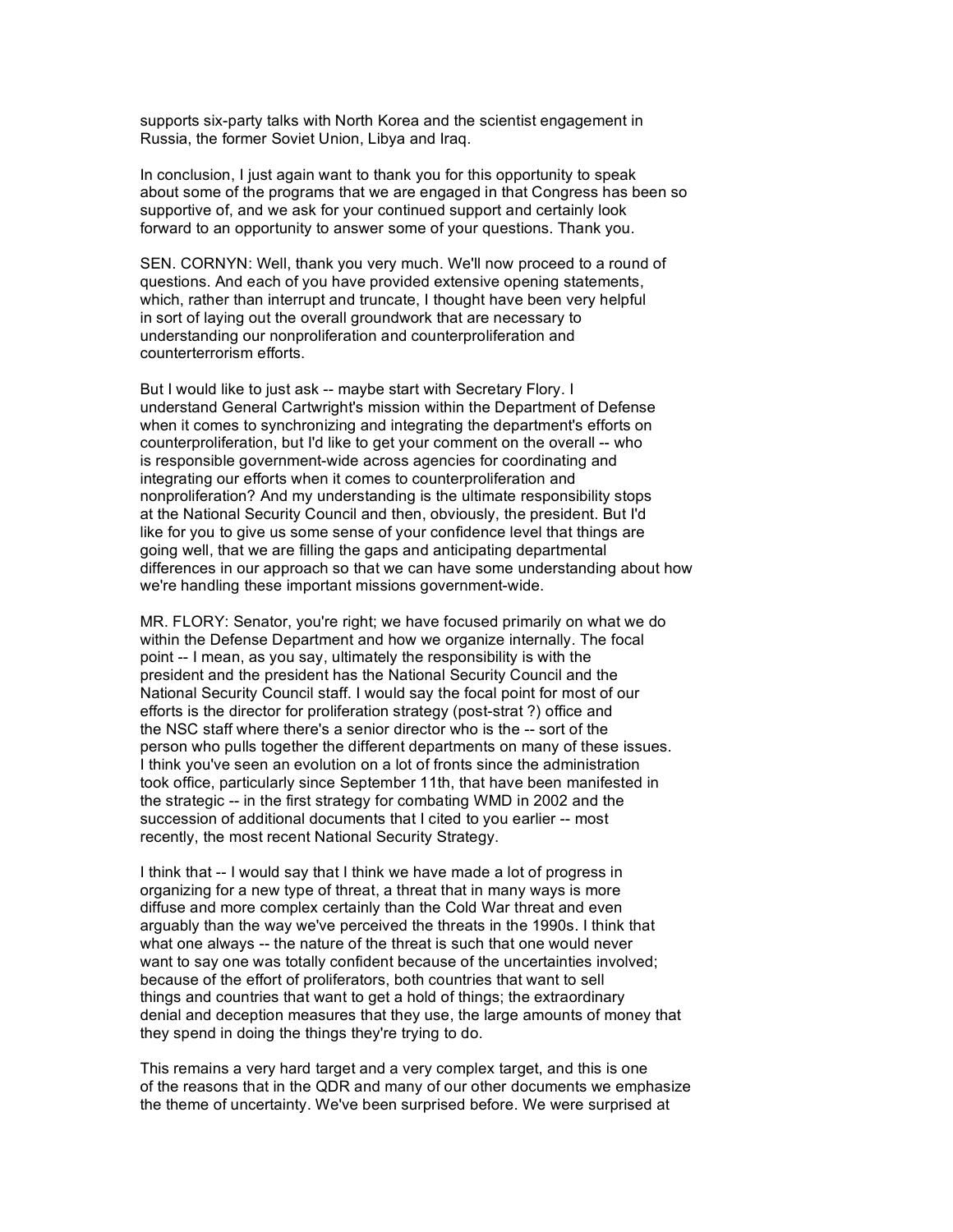supports six-party talks with North Korea and the scientist engagement in Russia, the former Soviet Union, Libya and Iraq.

In conclusion, I just again want to thank you for this opportunity to speak about some of the programs that we are engaged in that Congress has been so supportive of, and we ask for your continued support and certainly look forward to an opportunity to answer some of your questions. Thank you.

SEN. CORNYN: Well, thank you very much. We'll now proceed to a round of questions. And each of you have provided extensive opening statements, which, rather than interrupt and truncate, I thought have been very helpful in sort of laying out the overall groundwork that are necessary to understanding our nonproliferation and counterproliferation and counterterrorism efforts.

But I would like to just ask -- maybe start with Secretary Flory. I understand General Cartwright's mission within the Department of Defense when it comes to synchronizing and integrating the department's efforts on counterproliferation, but I'd like to get your comment on the overall -- who is responsible government-wide across agencies for coordinating and integrating our efforts when it comes to counterproliferation and nonproliferation? And my understanding is the ultimate responsibility stops at the National Security Council and then, obviously, the president. But I'd like for you to give us some sense of your confidence level that things are going well, that we are filling the gaps and anticipating departmental differences in our approach so that we can have some understanding about how we're handling these important missions government-wide.

MR. FLORY: Senator, you're right; we have focused primarily on what we do within the Defense Department and how we organize internally. The focal point -- I mean, as you say, ultimately the responsibility is with the president and the president has the National Security Council and the National Security Council staff. I would say the focal point for most of our efforts is the director for proliferation strategy (post-strat ?) office and the NSC staff where there's a senior director who is the -- sort of the person who pulls together the different departments on many of these issues. I think you've seen an evolution on a lot of fronts since the administration took office, particularly since September 11th, that have been manifested in the strategic -- in the first strategy for combating WMD in 2002 and the succession of additional documents that I cited to you earlier -- most recently, the most recent National Security Strategy.

I think that -- I would say that I think we have made a lot of progress in organizing for a new type of threat, a threat that in many ways is more diffuse and more complex certainly than the Cold War threat and even arguably than the way we've perceived the threats in the 1990s. I think that what one always -- the nature of the threat is such that one would never want to say one was totally confident because of the uncertainties involved; because of the effort of proliferators, both countries that want to sell things and countries that want to get a hold of things; the extraordinary denial and deception measures that they use, the large amounts of money that they spend in doing the things they're trying to do.

This remains a very hard target and a very complex target, and this is one of the reasons that in the QDR and many of our other documents we emphasize the theme of uncertainty. We've been surprised before. We were surprised at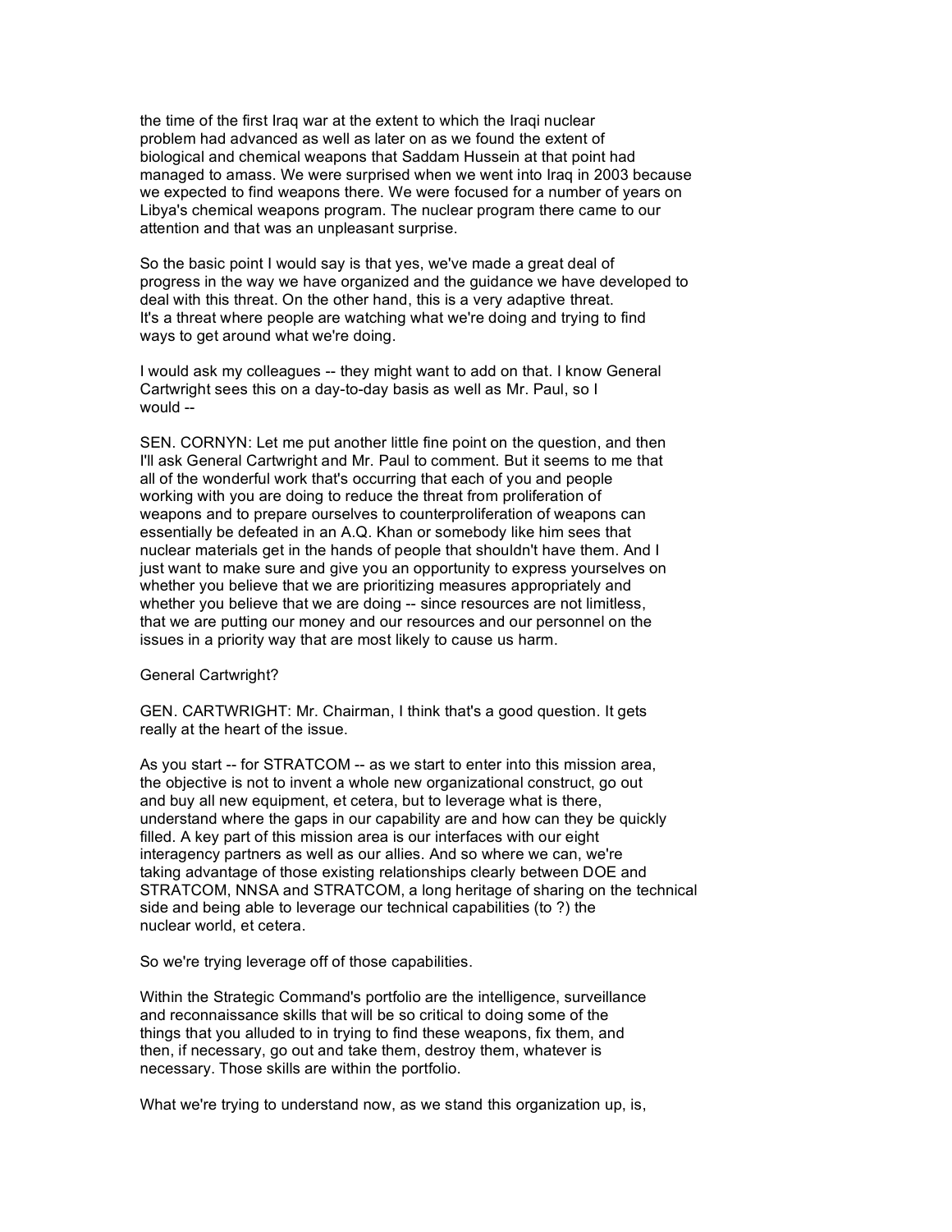the time of the first Iraq war at the extent to which the Iraqi nuclear problem had advanced as well as later on as we found the extent of biological and chemical weapons that Saddam Hussein at that point had managed to amass. We were surprised when we went into Iraq in 2003 because we expected to find weapons there. We were focused for a number of years on Libya's chemical weapons program. The nuclear program there came to our attention and that was an unpleasant surprise.

So the basic point I would say is that yes, we've made a great deal of progress in the way we have organized and the guidance we have developed to deal with this threat. On the other hand, this is a very adaptive threat. It's a threat where people are watching what we're doing and trying to find ways to get around what we're doing.

I would ask my colleagues -- they might want to add on that. I know General Cartwright sees this on a day-to-day basis as well as Mr. Paul, so I would --

SEN. CORNYN: Let me put another little fine point on the question, and then I'll ask General Cartwright and Mr. Paul to comment. But it seems to me that all of the wonderful work that's occurring that each of you and people working with you are doing to reduce the threat from proliferation of weapons and to prepare ourselves to counterproliferation of weapons can essentially be defeated in an A.Q. Khan or somebody like him sees that nuclear materials get in the hands of people that shouldn't have them. And I just want to make sure and give you an opportunity to express yourselves on whether you believe that we are prioritizing measures appropriately and whether you believe that we are doing -- since resources are not limitless, that we are putting our money and our resources and our personnel on the issues in a priority way that are most likely to cause us harm.

General Cartwright?

GEN. CARTWRIGHT: Mr. Chairman, I think that's a good question. It gets really at the heart of the issue.

As you start -- for STRATCOM -- as we start to enter into this mission area, the objective is not to invent a whole new organizational construct, go out and buy all new equipment, et cetera, but to leverage what is there, understand where the gaps in our capability are and how can they be quickly filled. A key part of this mission area is our interfaces with our eight interagency partners as well as our allies. And so where we can, we're taking advantage of those existing relationships clearly between DOE and STRATCOM, NNSA and STRATCOM, a long heritage of sharing on the technical side and being able to leverage our technical capabilities (to ?) the nuclear world, et cetera.

So we're trying leverage off of those capabilities.

Within the Strategic Command's portfolio are the intelligence, surveillance and reconnaissance skills that will be so critical to doing some of the things that you alluded to in trying to find these weapons, fix them, and then, if necessary, go out and take them, destroy them, whatever is necessary. Those skills are within the portfolio.

What we're trying to understand now, as we stand this organization up, is,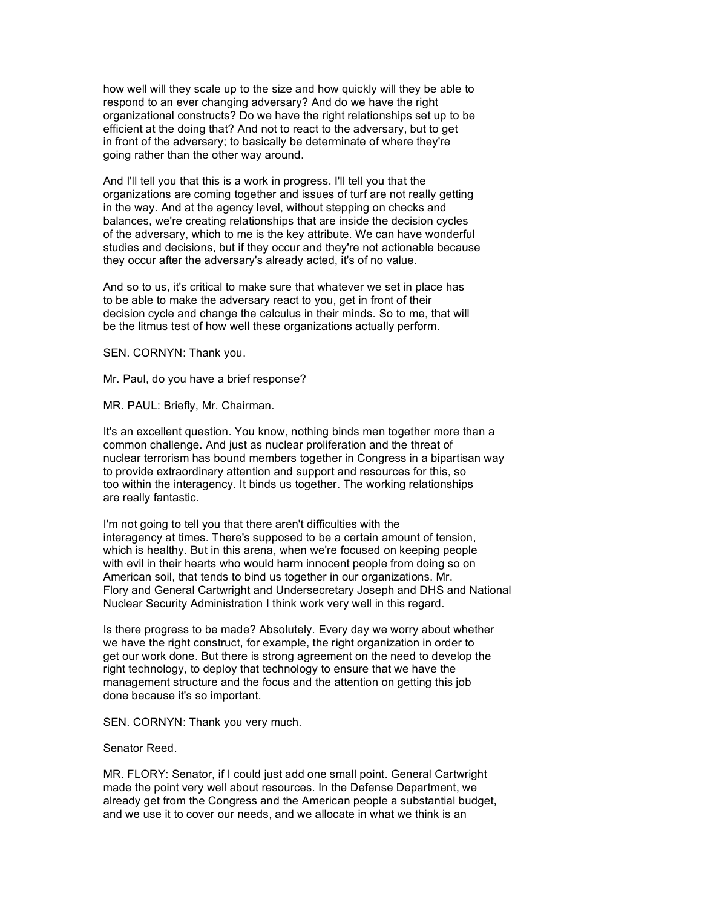how well will they scale up to the size and how quickly will they be able to respond to an ever changing adversary? And do we have the right organizational constructs? Do we have the right relationships set up to be efficient at the doing that? And not to react to the adversary, but to get in front of the adversary; to basically be determinate of where they're going rather than the other way around.

And I'll tell you that this is a work in progress. I'll tell you that the organizations are coming together and issues of turf are not really getting in the way. And at the agency level, without stepping on checks and balances, we're creating relationships that are inside the decision cycles of the adversary, which to me is the key attribute. We can have wonderful studies and decisions, but if they occur and they're not actionable because they occur after the adversary's already acted, it's of no value.

And so to us, it's critical to make sure that whatever we set in place has to be able to make the adversary react to you, get in front of their decision cycle and change the calculus in their minds. So to me, that will be the litmus test of how well these organizations actually perform.

SEN. CORNYN: Thank you.

Mr. Paul, do you have a brief response?

MR. PAUL: Briefly, Mr. Chairman.

It's an excellent question. You know, nothing binds men together more than a common challenge. And just as nuclear proliferation and the threat of nuclear terrorism has bound members together in Congress in a bipartisan way to provide extraordinary attention and support and resources for this, so too within the interagency. It binds us together. The working relationships are really fantastic.

I'm not going to tell you that there aren't difficulties with the interagency at times. There's supposed to be a certain amount of tension, which is healthy. But in this arena, when we're focused on keeping people with evil in their hearts who would harm innocent people from doing so on American soil, that tends to bind us together in our organizations. Mr. Flory and General Cartwright and Undersecretary Joseph and DHS and National Nuclear Security Administration I think work very well in this regard.

Is there progress to be made? Absolutely. Every day we worry about whether we have the right construct, for example, the right organization in order to get our work done. But there is strong agreement on the need to develop the right technology, to deploy that technology to ensure that we have the management structure and the focus and the attention on getting this job done because it's so important.

SEN. CORNYN: Thank you very much.

Senator Reed.

MR. FLORY: Senator, if I could just add one small point. General Cartwright made the point very well about resources. In the Defense Department, we already get from the Congress and the American people a substantial budget, and we use it to cover our needs, and we allocate in what we think is an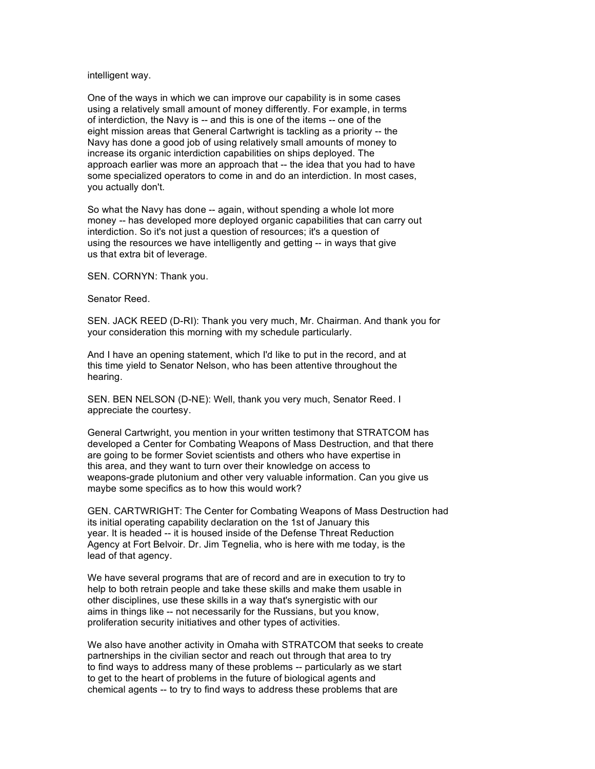intelligent way.

One of the ways in which we can improve our capability is in some cases using a relatively small amount of money differently. For example, in terms of interdiction, the Navy is -- and this is one of the items -- one of the eight mission areas that General Cartwright is tackling as a priority -- the Navy has done a good job of using relatively small amounts of money to increase its organic interdiction capabilities on ships deployed. The approach earlier was more an approach that -- the idea that you had to have some specialized operators to come in and do an interdiction. In most cases, you actually don't.

So what the Navy has done -- again, without spending a whole lot more money -- has developed more deployed organic capabilities that can carry out interdiction. So it's not just a question of resources; it's a question of using the resources we have intelligently and getting -- in ways that give us that extra bit of leverage.

SEN. CORNYN: Thank you.

Senator Reed.

SEN. JACK REED (D-RI): Thank you very much, Mr. Chairman. And thank you for your consideration this morning with my schedule particularly.

And I have an opening statement, which I'd like to put in the record, and at this time yield to Senator Nelson, who has been attentive throughout the hearing.

SEN. BEN NELSON (D-NE): Well, thank you very much, Senator Reed. I appreciate the courtesy.

General Cartwright, you mention in your written testimony that STRATCOM has developed a Center for Combating Weapons of Mass Destruction, and that there are going to be former Soviet scientists and others who have expertise in this area, and they want to turn over their knowledge on access to weapons-grade plutonium and other very valuable information. Can you give us maybe some specifics as to how this would work?

GEN. CARTWRIGHT: The Center for Combating Weapons of Mass Destruction had its initial operating capability declaration on the 1st of January this year. It is headed -- it is housed inside of the Defense Threat Reduction Agency at Fort Belvoir. Dr. Jim Tegnelia, who is here with me today, is the lead of that agency.

We have several programs that are of record and are in execution to try to help to both retrain people and take these skills and make them usable in other disciplines, use these skills in a way that's synergistic with our aims in things like -- not necessarily for the Russians, but you know, proliferation security initiatives and other types of activities.

We also have another activity in Omaha with STRATCOM that seeks to create partnerships in the civilian sector and reach out through that area to try to find ways to address many of these problems -- particularly as we start to get to the heart of problems in the future of biological agents and chemical agents -- to try to find ways to address these problems that are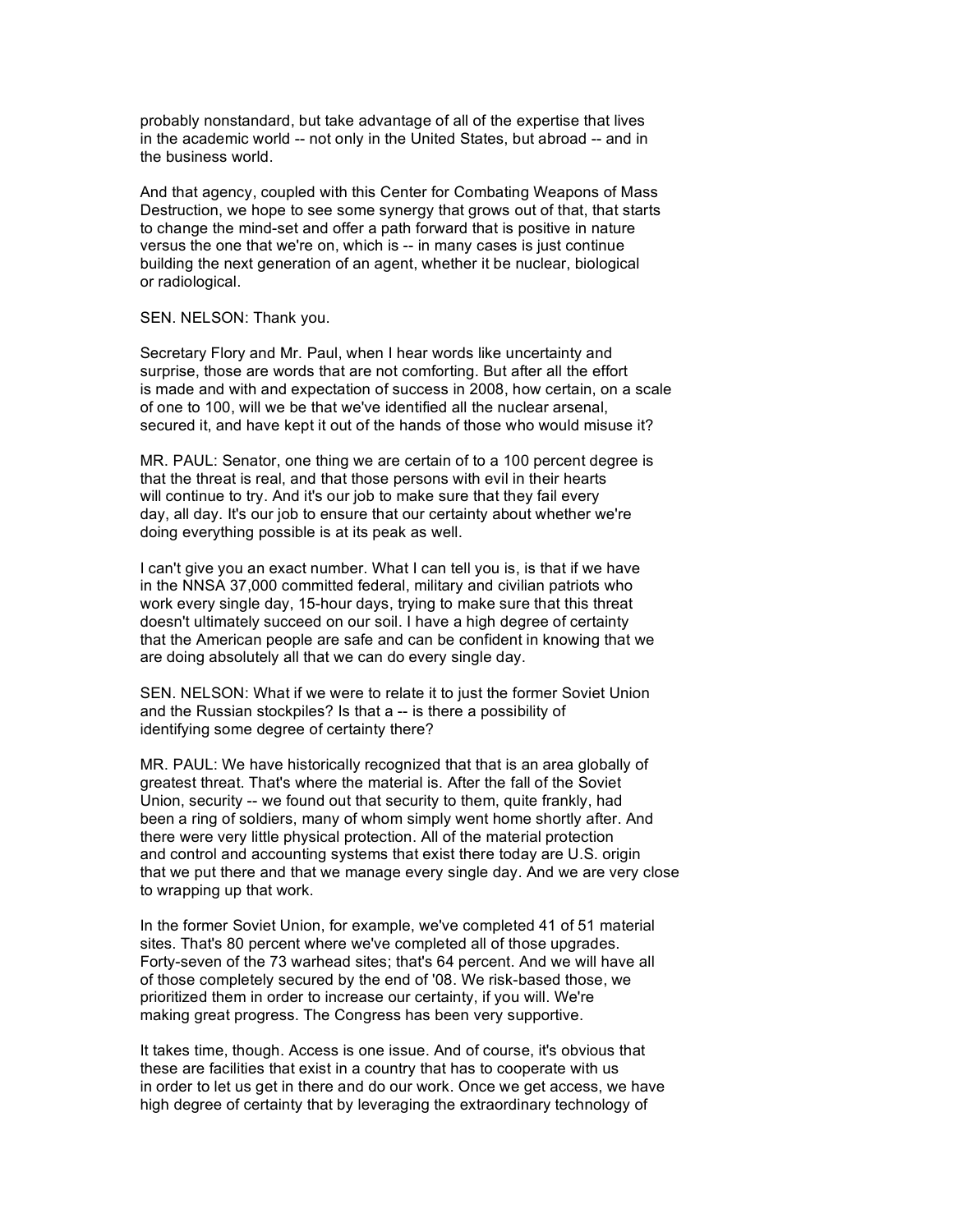probably nonstandard, but take advantage of all of the expertise that lives in the academic world -- not only in the United States, but abroad -- and in the business world.

And that agency, coupled with this Center for Combating Weapons of Mass Destruction, we hope to see some synergy that grows out of that, that starts to change the mind-set and offer a path forward that is positive in nature versus the one that we're on, which is -- in many cases is just continue building the next generation of an agent, whether it be nuclear, biological or radiological.

SEN. NELSON: Thank you.

Secretary Flory and Mr. Paul, when I hear words like uncertainty and surprise, those are words that are not comforting. But after all the effort is made and with and expectation of success in 2008, how certain, on a scale of one to 100, will we be that we've identified all the nuclear arsenal, secured it, and have kept it out of the hands of those who would misuse it?

MR. PAUL: Senator, one thing we are certain of to a 100 percent degree is that the threat is real, and that those persons with evil in their hearts will continue to try. And it's our job to make sure that they fail every day, all day. It's our job to ensure that our certainty about whether we're doing everything possible is at its peak as well.

I can't give you an exact number. What I can tell you is, is that if we have in the NNSA 37,000 committed federal, military and civilian patriots who work every single day, 15-hour days, trying to make sure that this threat doesn't ultimately succeed on our soil. I have a high degree of certainty that the American people are safe and can be confident in knowing that we are doing absolutely all that we can do every single day.

SEN. NELSON: What if we were to relate it to just the former Soviet Union and the Russian stockpiles? Is that a -- is there a possibility of identifying some degree of certainty there?

MR. PAUL: We have historically recognized that that is an area globally of greatest threat. That's where the material is. After the fall of the Soviet Union, security -- we found out that security to them, quite frankly, had been a ring of soldiers, many of whom simply went home shortly after. And there were very little physical protection. All of the material protection and control and accounting systems that exist there today are U.S. origin that we put there and that we manage every single day. And we are very close to wrapping up that work.

In the former Soviet Union, for example, we've completed 41 of 51 material sites. That's 80 percent where we've completed all of those upgrades. Forty-seven of the 73 warhead sites; that's 64 percent. And we will have all of those completely secured by the end of '08. We risk-based those, we prioritized them in order to increase our certainty, if you will. We're making great progress. The Congress has been very supportive.

It takes time, though. Access is one issue. And of course, it's obvious that these are facilities that exist in a country that has to cooperate with us in order to let us get in there and do our work. Once we get access, we have high degree of certainty that by leveraging the extraordinary technology of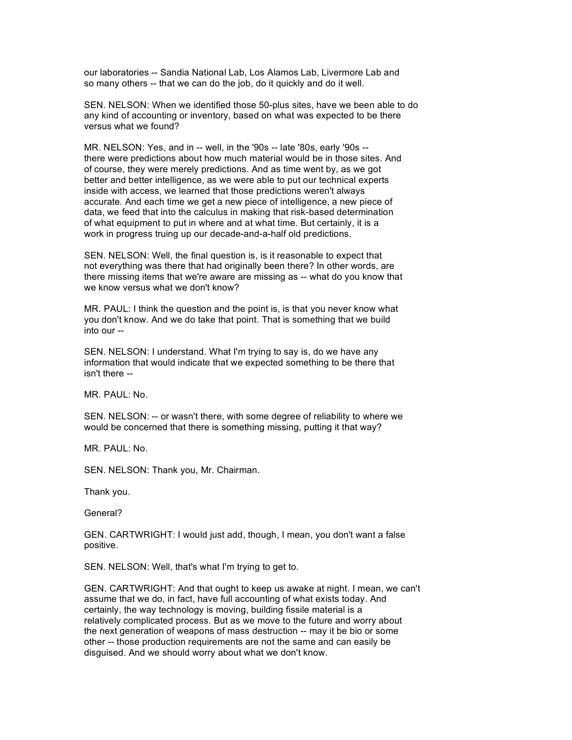our laboratories -- Sandia National Lab, Los Alamos Lab, Livermore Lab and so many others -- that we can do the job, do it quickly and do it well.

SEN. NELSON: When we identified those 50-plus sites, have we been able to do any kind of accounting or inventory, based on what was expected to be there versus what we found?

MR. NELSON: Yes, and in -- well, in the '90s -- late '80s, early '90s -- there were predictions about how much material would be in those sites. And of course, they were merely predictions. And as time went by, as we got better and better intelligence, as we were able to put our technical experts inside with access, we learned that those predictions weren't always accurate. And each time we get a new piece of intelligence, a new piece of data, we feed that into the calculus in making that risk-based determination of what equipment to put in where and at what time. But certainly, it is a work in progress truing up our decade-and-a-half old predictions.

SEN. NELSON: Well, the final question is, is it reasonable to expect that not everything was there that had originally been there? In other words, are there missing items that we're aware are missing as -- what do you know that we know versus what we don't know?

MR. PAUL: I think the question and the point is, is that you never know what you don't know. And we do take that point. That is something that we build into our --

SEN. NELSON: I understand. What I'm trying to say is, do we have any information that would indicate that we expected something to be there that isn't there --

MR. PAUL: No.

SEN. NELSON: -- or wasn't there, with some degree of reliability to where we would be concerned that there is something missing, putting it that way?

MR. PAUL: No.

SEN. NELSON: Thank you, Mr. Chairman.

Thank you.

General?

GEN. CARTWRIGHT: I would just add, though, I mean, you don't want a false positive.

SEN. NELSON: Well, that's what I'm trying to get to.

GEN. CARTWRIGHT: And that ought to keep us awake at night. I mean, we can't assume that we do, in fact, have full accounting of what exists today. And certainly, the way technology is moving, building fissile material is a relatively complicated process. But as we move to the future and worry about the next generation of weapons of mass destruction -- may it be bio or some other -- those production requirements are not the same and can easily be disguised. And we should worry about what we don't know.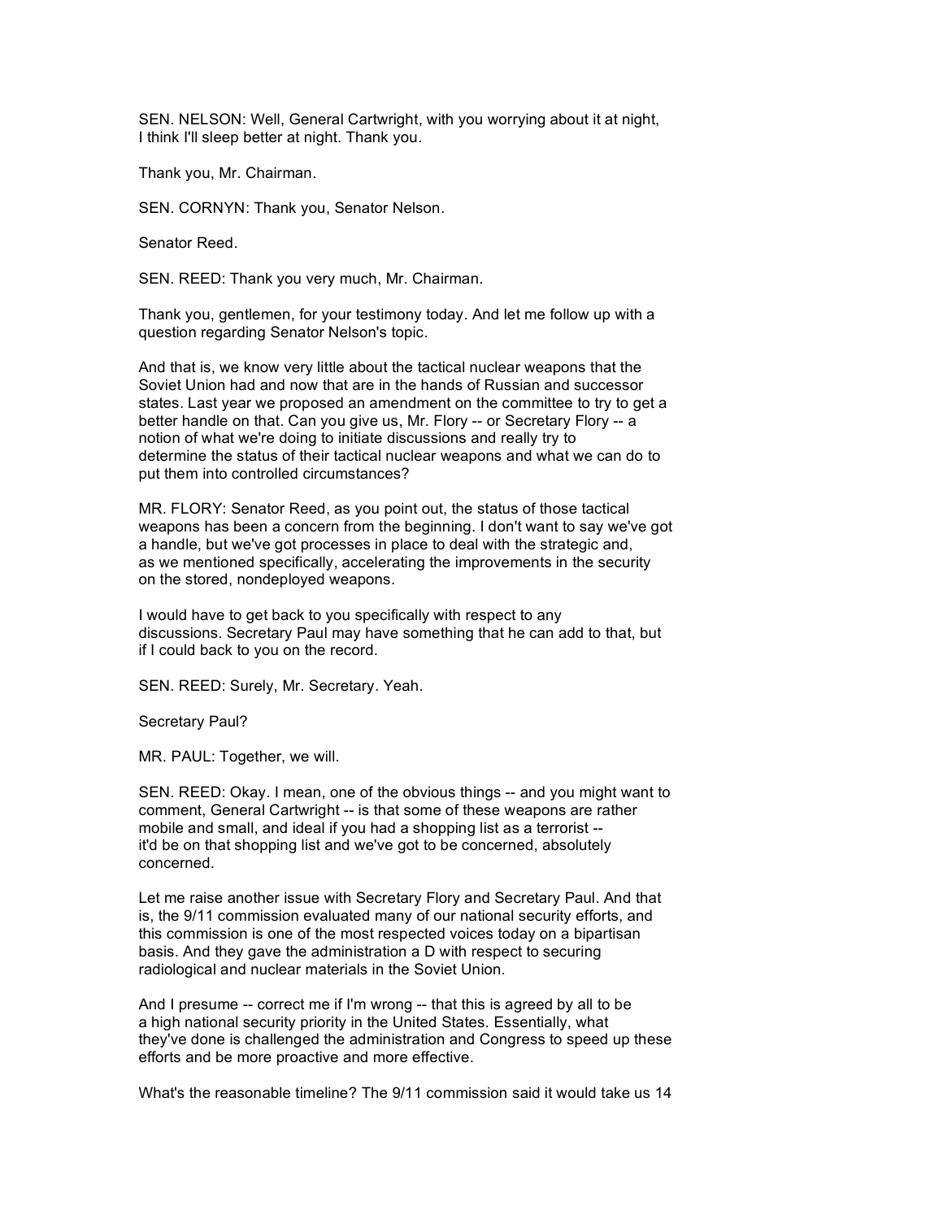SEN. NELSON: Well, General Cartwright, with you worrying about it at night, I think I'll sleep better at night. Thank you.

Thank you, Mr. Chairman.

SEN. CORNYN: Thank you, Senator Nelson.

Senator Reed.

SEN. REED: Thank you very much, Mr. Chairman.

Thank you, gentlemen, for your testimony today. And let me follow up with a question regarding Senator Nelson's topic.

And that is, we know very little about the tactical nuclear weapons that the Soviet Union had and now that are in the hands of Russian and successor states. Last year we proposed an amendment on the committee to try to get a better handle on that. Can you give us, Mr. Flory -- or Secretary Flory -- a notion of what we're doing to initiate discussions and really try to determine the status of their tactical nuclear weapons and what we can do to put them into controlled circumstances?

MR. FLORY: Senator Reed, as you point out, the status of those tactical weapons has been a concern from the beginning. I don't want to say we've got a handle, but we've got processes in place to deal with the strategic and, as we mentioned specifically, accelerating the improvements in the security on the stored, nondeployed weapons.

I would have to get back to you specifically with respect to any discussions. Secretary Paul may have something that he can add to that, but if I could back to you on the record.

SEN. REED: Surely, Mr. Secretary. Yeah.

Secretary Paul?

MR. PAUL: Together, we will.

SEN. REED: Okay. I mean, one of the obvious things -- and you might want to comment, General Cartwright -- is that some of these weapons are rather mobile and small, and ideal if you had a shopping list as a terrorist -- it'd be on that shopping list and we've got to be concerned, absolutely concerned.

Let me raise another issue with Secretary Flory and Secretary Paul. And that is, the 9/11 commission evaluated many of our national security efforts, and this commission is one of the most respected voices today on a bipartisan basis. And they gave the administration a D with respect to securing radiological and nuclear materials in the Soviet Union.

And I presume -- correct me if I'm wrong -- that this is agreed by all to be a high national security priority in the United States. Essentially, what they've done is challenged the administration and Congress to speed up these efforts and be more proactive and more effective.

What's the reasonable timeline? The 9/11 commission said it would take us 14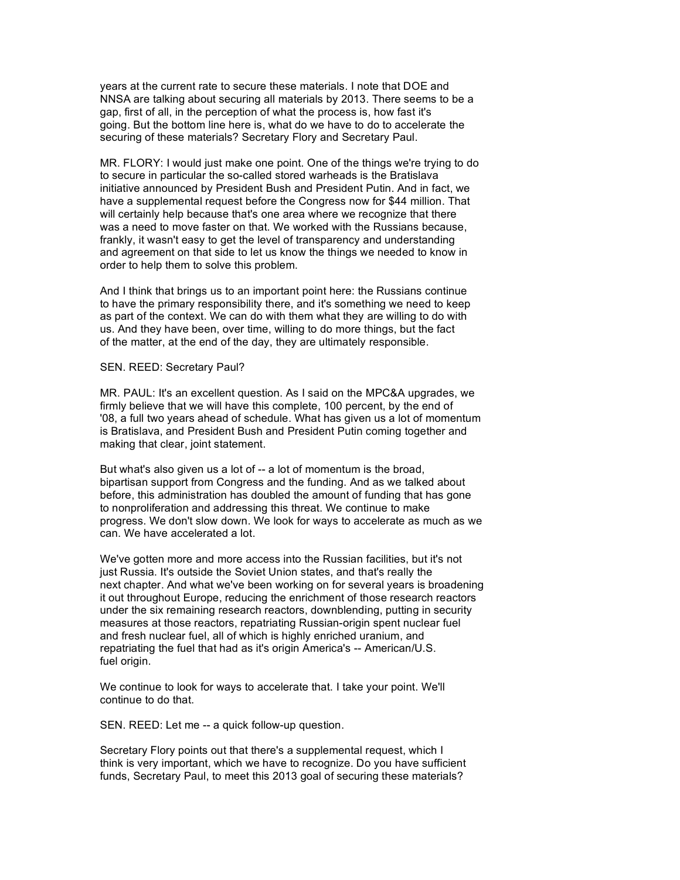years at the current rate to secure these materials. I note that DOE and NNSA are talking about securing all materials by 2013. There seems to be a gap, first of all, in the perception of what the process is, how fast it's going. But the bottom line here is, what do we have to do to accelerate the securing of these materials? Secretary Flory and Secretary Paul.

MR. FLORY: I would just make one point. One of the things we're trying to do to secure in particular the so-called stored warheads is the Bratislava initiative announced by President Bush and President Putin. And in fact, we have a supplemental request before the Congress now for $44 million. That will certainly help because that's one area where we recognize that there was a need to move faster on that. We worked with the Russians because, frankly, it wasn't easy to get the level of transparency and understanding and agreement on that side to let us know the things we needed to know in order to help them to solve this problem.

And I think that brings us to an important point here: the Russians continue to have the primary responsibility there, and it's something we need to keep as part of the context. We can do with them what they are willing to do with us. And they have been, over time, willing to do more things, but the fact of the matter, at the end of the day, they are ultimately responsible.

SEN. REED: Secretary Paul?

MR. PAUL: It's an excellent question. As I said on the MPC&A upgrades, we firmly believe that we will have this complete, 100 percent, by the end of '08, a full two years ahead of schedule. What has given us a lot of momentum is Bratislava, and President Bush and President Putin coming together and making that clear, joint statement.

But what's also given us a lot of -- a lot of momentum is the broad, bipartisan support from Congress and the funding. And as we talked about before, this administration has doubled the amount of funding that has gone to nonproliferation and addressing this threat. We continue to make progress. We don't slow down. We look for ways to accelerate as much as we can. We have accelerated a lot.

We've gotten more and more access into the Russian facilities, but it's not just Russia. It's outside the Soviet Union states, and that's really the next chapter. And what we've been working on for several years is broadening it out throughout Europe, reducing the enrichment of those research reactors under the six remaining research reactors, downblending, putting in security measures at those reactors, repatriating Russian-origin spent nuclear fuel and fresh nuclear fuel, all of which is highly enriched uranium, and repatriating the fuel that had as it's origin America's -- American/U.S. fuel origin.

We continue to look for ways to accelerate that. I take your point. We'll continue to do that.

SEN. REED: Let me -- a quick follow-up question.

Secretary Flory points out that there's a supplemental request, which I think is very important, which we have to recognize. Do you have sufficient funds, Secretary Paul, to meet this 2013 goal of securing these materials?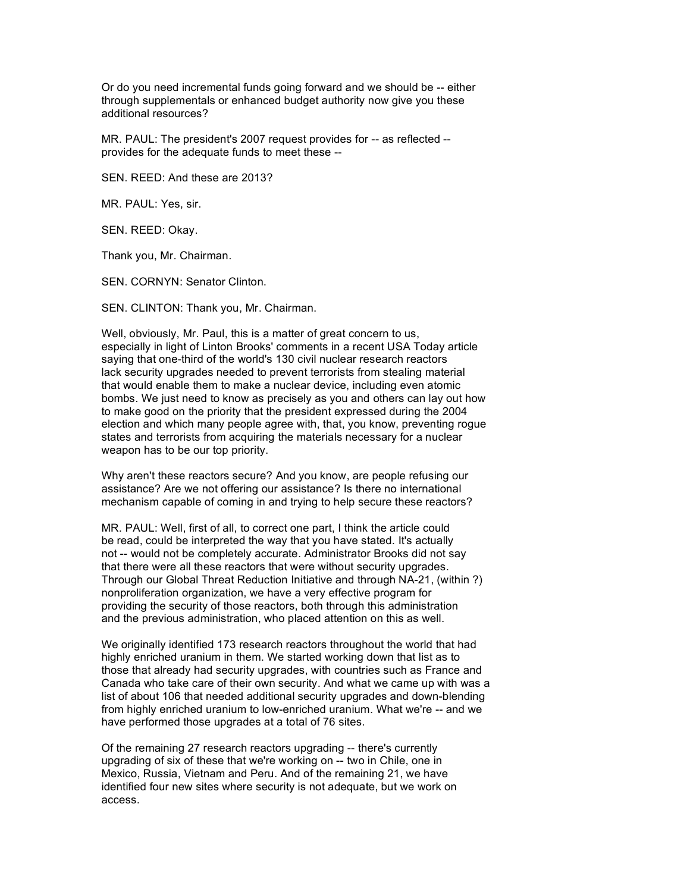Or do you need incremental funds going forward and we should be -- either through supplementals or enhanced budget authority now give you these additional resources?

MR. PAUL: The president's 2007 request provides for -- as reflected -- provides for the adequate funds to meet these --

SEN. REED: And these are 2013?

MR. PAUL: Yes, sir.

SEN. REED: Okay.

Thank you, Mr. Chairman.

SEN. CORNYN: Senator Clinton.

SEN. CLINTON: Thank you, Mr. Chairman.

Well, obviously, Mr. Paul, this is a matter of great concern to us, especially in light of Linton Brooks' comments in a recent USA Today article saying that one-third of the world's 130 civil nuclear research reactors lack security upgrades needed to prevent terrorists from stealing material that would enable them to make a nuclear device, including even atomic bombs. We just need to know as precisely as you and others can lay out how to make good on the priority that the president expressed during the 2004 election and which many people agree with, that, you know, preventing rogue states and terrorists from acquiring the materials necessary for a nuclear weapon has to be our top priority.

Why aren't these reactors secure? And you know, are people refusing our assistance? Are we not offering our assistance? Is there no international mechanism capable of coming in and trying to help secure these reactors?

MR. PAUL: Well, first of all, to correct one part, I think the article could be read, could be interpreted the way that you have stated. It's actually not -- would not be completely accurate. Administrator Brooks did not say that there were all these reactors that were without security upgrades. Through our Global Threat Reduction Initiative and through NA-21, (within ?) nonproliferation organization, we have a very effective program for providing the security of those reactors, both through this administration and the previous administration, who placed attention on this as well.

We originally identified 173 research reactors throughout the world that had highly enriched uranium in them. We started working down that list as to those that already had security upgrades, with countries such as France and Canada who take care of their own security. And what we came up with was a list of about 106 that needed additional security upgrades and down-blending from highly enriched uranium to low-enriched uranium. What we're -- and we have performed those upgrades at a total of 76 sites.

Of the remaining 27 research reactors upgrading -- there's currently upgrading of six of these that we're working on -- two in Chile, one in Mexico, Russia, Vietnam and Peru. And of the remaining 21, we have identified four new sites where security is not adequate, but we work on access.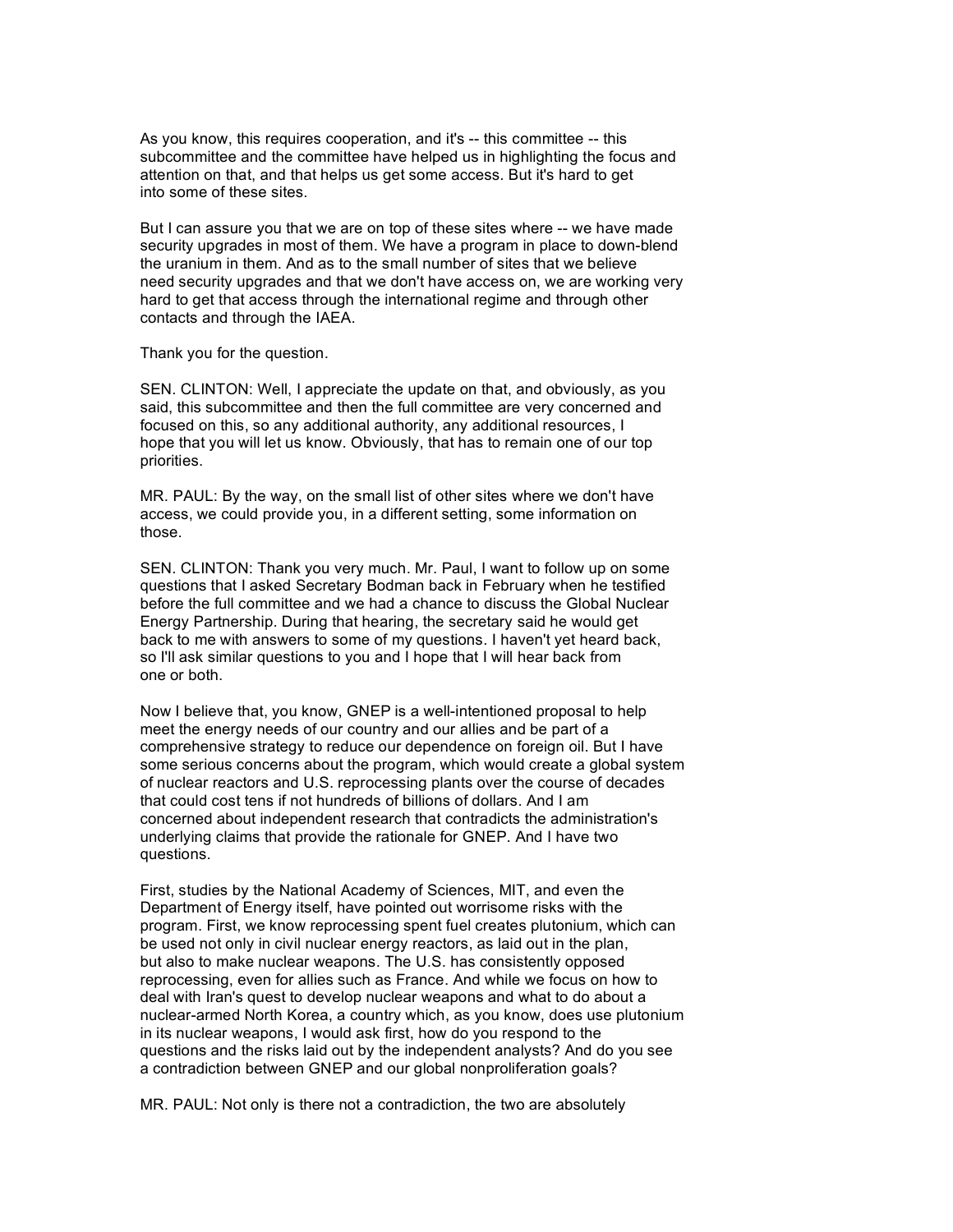As you know, this requires cooperation, and it's -- this committee -- this subcommittee and the committee have helped us in highlighting the focus and attention on that, and that helps us get some access. But it's hard to get into some of these sites.

But I can assure you that we are on top of these sites where -- we have made security upgrades in most of them. We have a program in place to down-blend the uranium in them. And as to the small number of sites that we believe need security upgrades and that we don't have access on, we are working very hard to get that access through the international regime and through other contacts and through the IAEA.

Thank you for the question.

SEN. CLINTON: Well, I appreciate the update on that, and obviously, as you said, this subcommittee and then the full committee are very concerned and focused on this, so any additional authority, any additional resources, I hope that you will let us know. Obviously, that has to remain one of our top priorities.

MR. PAUL: By the way, on the small list of other sites where we don't have access, we could provide you, in a different setting, some information on those.

SEN. CLINTON: Thank you very much. Mr. Paul, I want to follow up on some questions that I asked Secretary Bodman back in February when he testified before the full committee and we had a chance to discuss the Global Nuclear Energy Partnership. During that hearing, the secretary said he would get back to me with answers to some of my questions. I haven't yet heard back, so I'll ask similar questions to you and I hope that I will hear back from one or both.

Now I believe that, you know, GNEP is a well-intentioned proposal to help meet the energy needs of our country and our allies and be part of a comprehensive strategy to reduce our dependence on foreign oil. But I have some serious concerns about the program, which would create a global system of nuclear reactors and U.S. reprocessing plants over the course of decades that could cost tens if not hundreds of billions of dollars. And I am concerned about independent research that contradicts the administration's underlying claims that provide the rationale for GNEP. And I have two questions.

First, studies by the National Academy of Sciences, MIT, and even the Department of Energy itself, have pointed out worrisome risks with the program. First, we know reprocessing spent fuel creates plutonium, which can be used not only in civil nuclear energy reactors, as laid out in the plan, but also to make nuclear weapons. The U.S. has consistently opposed reprocessing, even for allies such as France. And while we focus on how to deal with Iran's quest to develop nuclear weapons and what to do about a nuclear-armed North Korea, a country which, as you know, does use plutonium in its nuclear weapons, I would ask first, how do you respond to the questions and the risks laid out by the independent analysts? And do you see a contradiction between GNEP and our global nonproliferation goals?

MR. PAUL: Not only is there not a contradiction, the two are absolutely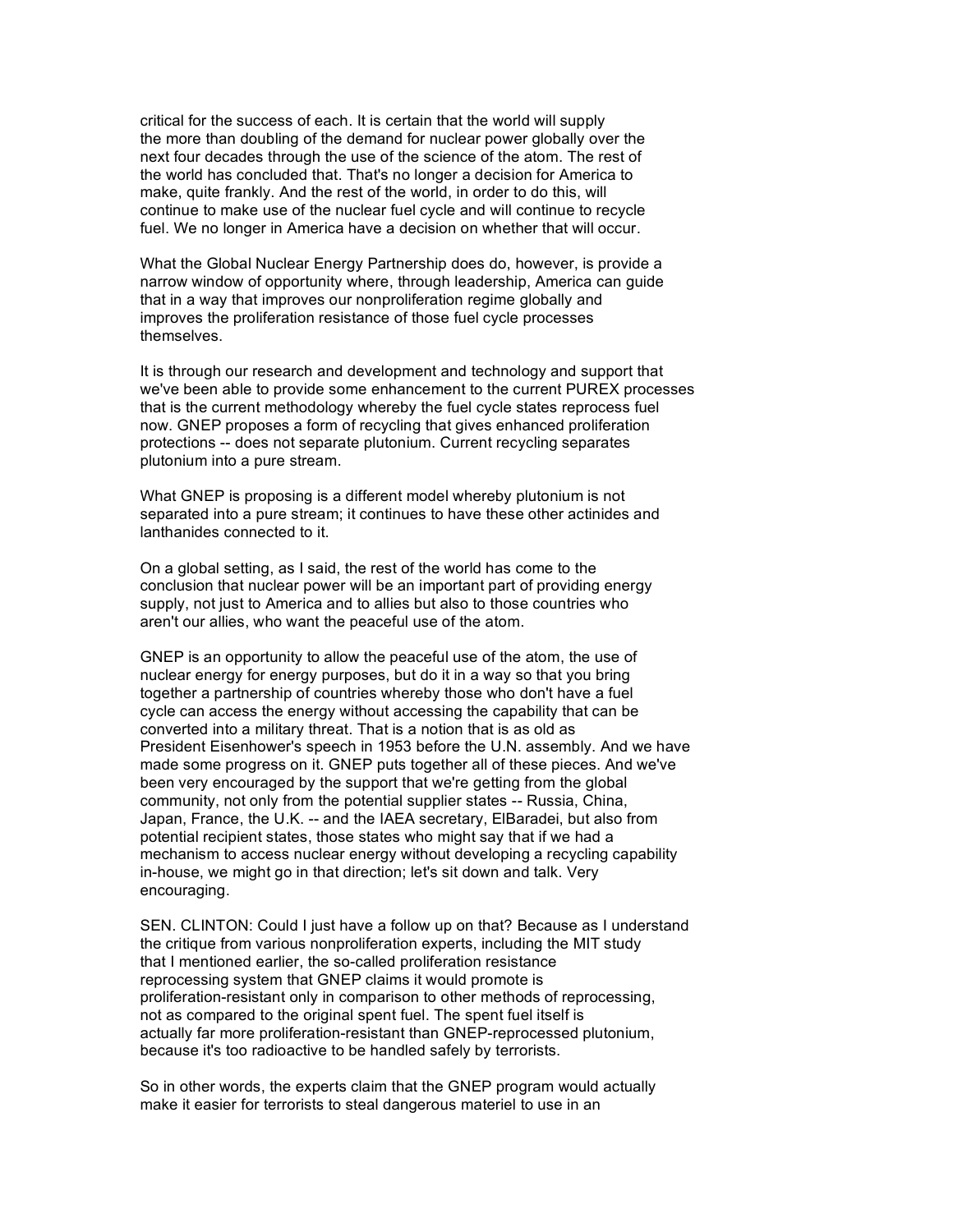critical for the success of each. It is certain that the world will supply the more than doubling of the demand for nuclear power globally over the next four decades through the use of the science of the atom. The rest of the world has concluded that. That's no longer a decision for America to make, quite frankly. And the rest of the world, in order to do this, will continue to make use of the nuclear fuel cycle and will continue to recycle fuel. We no longer in America have a decision on whether that will occur.

What the Global Nuclear Energy Partnership does do, however, is provide a narrow window of opportunity where, through leadership, America can guide that in a way that improves our nonproliferation regime globally and improves the proliferation resistance of those fuel cycle processes themselves.

It is through our research and development and technology and support that we've been able to provide some enhancement to the current PUREX processes that is the current methodology whereby the fuel cycle states reprocess fuel now. GNEP proposes a form of recycling that gives enhanced proliferation protections -- does not separate plutonium. Current recycling separates plutonium into a pure stream.

What GNEP is proposing is a different model whereby plutonium is not separated into a pure stream; it continues to have these other actinides and lanthanides connected to it.

On a global setting, as I said, the rest of the world has come to the conclusion that nuclear power will be an important part of providing energy supply, not just to America and to allies but also to those countries who aren't our allies, who want the peaceful use of the atom.

GNEP is an opportunity to allow the peaceful use of the atom, the use of nuclear energy for energy purposes, but do it in a way so that you bring together a partnership of countries whereby those who don't have a fuel cycle can access the energy without accessing the capability that can be converted into a military threat. That is a notion that is as old as President Eisenhower's speech in 1953 before the U.N. assembly. And we have made some progress on it. GNEP puts together all of these pieces. And we've been very encouraged by the support that we're getting from the global community, not only from the potential supplier states -- Russia, China, Japan, France, the U.K. -- and the IAEA secretary, ElBaradei, but also from potential recipient states, those states who might say that if we had a mechanism to access nuclear energy without developing a recycling capability in-house, we might go in that direction; let's sit down and talk. Very encouraging.

SEN. CLINTON: Could I just have a follow up on that? Because as I understand the critique from various nonproliferation experts, including the MIT study that I mentioned earlier, the so-called proliferation resistance reprocessing system that GNEP claims it would promote is proliferation-resistant only in comparison to other methods of reprocessing, not as compared to the original spent fuel. The spent fuel itself is actually far more proliferation-resistant than GNEP-reprocessed plutonium, because it's too radioactive to be handled safely by terrorists.

So in other words, the experts claim that the GNEP program would actually make it easier for terrorists to steal dangerous materiel to use in an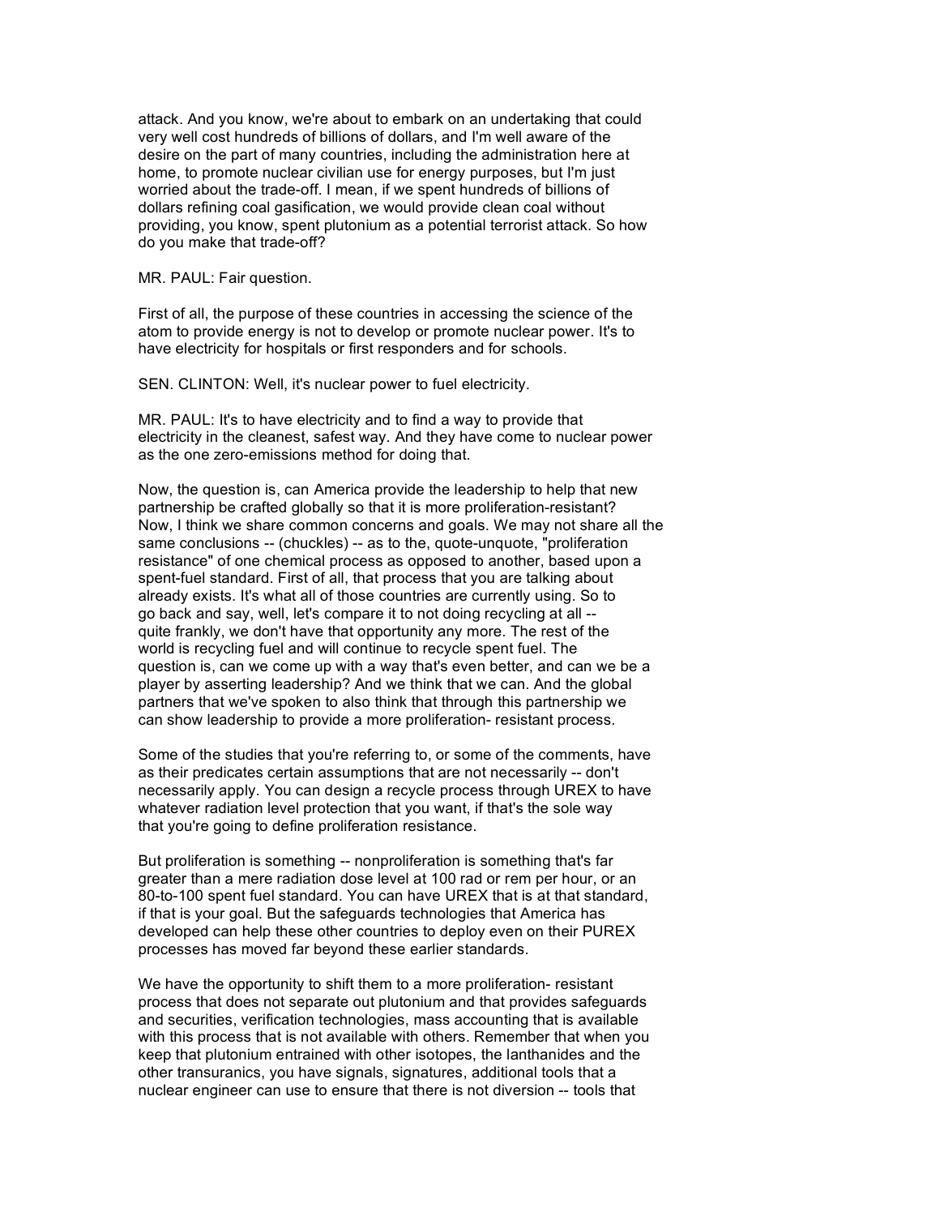attack. And you know, we're about to embark on an undertaking that could very well cost hundreds of billions of dollars, and I'm well aware of the desire on the part of many countries, including the administration here at home, to promote nuclear civilian use for energy purposes, but I'm just worried about the trade-off. I mean, if we spent hundreds of billions of dollars refining coal gasification, we would provide clean coal without providing, you know, spent plutonium as a potential terrorist attack. So how do you make that trade-off?

MR. PAUL: Fair question.

First of all, the purpose of these countries in accessing the science of the atom to provide energy is not to develop or promote nuclear power. It's to have electricity for hospitals or first responders and for schools.

SEN. CLINTON: Well, it's nuclear power to fuel electricity.

MR. PAUL: It's to have electricity and to find a way to provide that electricity in the cleanest, safest way. And they have come to nuclear power as the one zero-emissions method for doing that.

Now, the question is, can America provide the leadership to help that new partnership be crafted globally so that it is more proliferation-resistant? Now, I think we share common concerns and goals. We may not share all the same conclusions -- (chuckles) -- as to the, quote-unquote, "proliferation resistance" of one chemical process as opposed to another, based upon a spent-fuel standard. First of all, that process that you are talking about already exists. It's what all of those countries are currently using. So to go back and say, well, let's compare it to not doing recycling at all -- quite frankly, we don't have that opportunity any more. The rest of the world is recycling fuel and will continue to recycle spent fuel. The question is, can we come up with a way that's even better, and can we be a player by asserting leadership? And we think that we can. And the global partners that we've spoken to also think that through this partnership we can show leadership to provide a more proliferation- resistant process.

Some of the studies that you're referring to, or some of the comments, have as their predicates certain assumptions that are not necessarily -- don't necessarily apply. You can design a recycle process through UREX to have whatever radiation level protection that you want, if that's the sole way that you're going to define proliferation resistance.

But proliferation is something -- nonproliferation is something that's far greater than a mere radiation dose level at 100 rad or rem per hour, or an 80-to-100 spent fuel standard. You can have UREX that is at that standard, if that is your goal. But the safeguards technologies that America has developed can help these other countries to deploy even on their PUREX processes has moved far beyond these earlier standards.

We have the opportunity to shift them to a more proliferation- resistant process that does not separate out plutonium and that provides safeguards and securities, verification technologies, mass accounting that is available with this process that is not available with others. Remember that when you keep that plutonium entrained with other isotopes, the lanthanides and the other transuranics, you have signals, signatures, additional tools that a nuclear engineer can use to ensure that there is not diversion -- tools that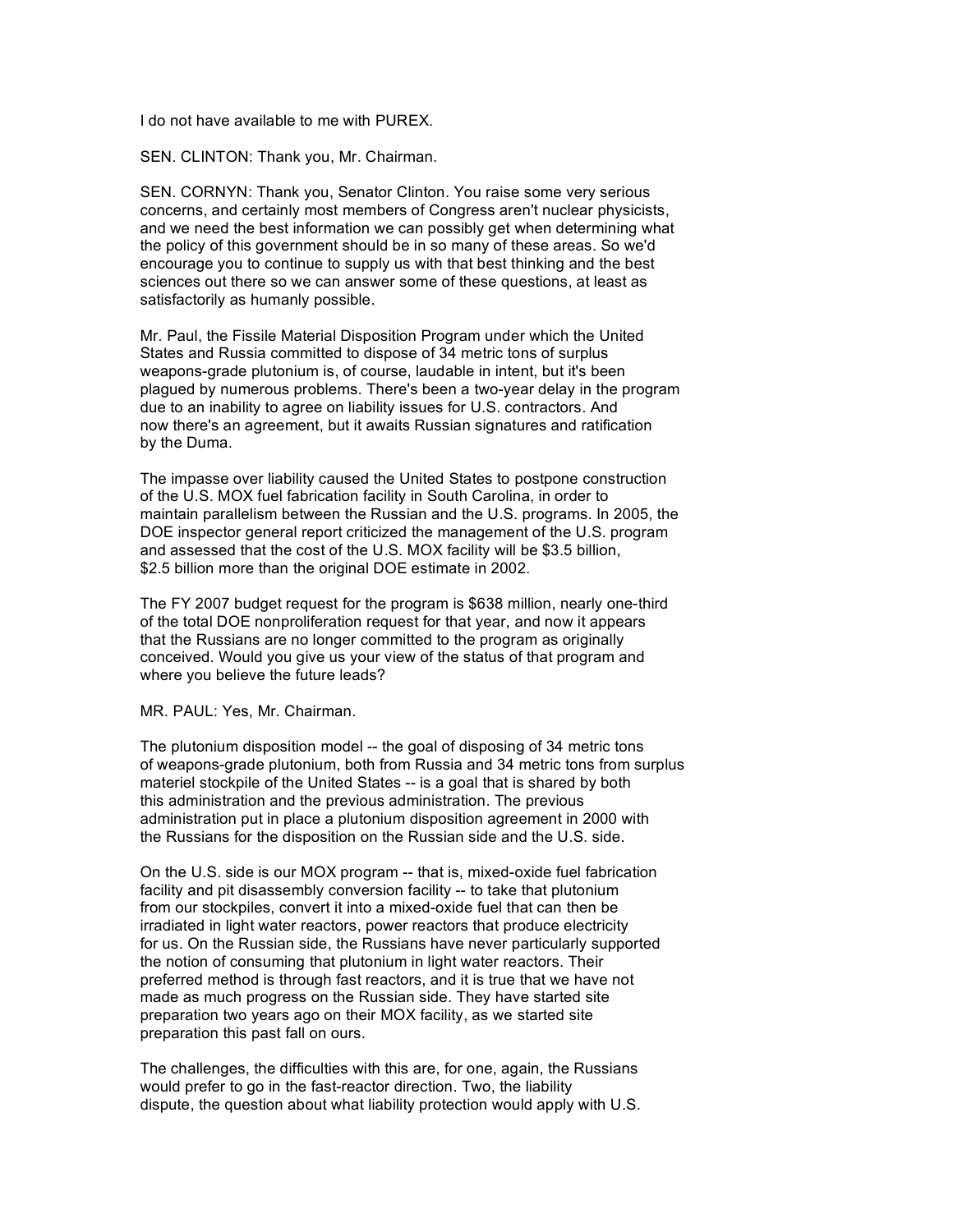I do not have available to me with PUREX.

SEN. CLINTON: Thank you, Mr. Chairman.

SEN. CORNYN: Thank you, Senator Clinton. You raise some very serious concerns, and certainly most members of Congress aren't nuclear physicists, and we need the best information we can possibly get when determining what the policy of this government should be in so many of these areas. So we'd encourage you to continue to supply us with that best thinking and the best sciences out there so we can answer some of these questions, at least as satisfactorily as humanly possible.

Mr. Paul, the Fissile Material Disposition Program under which the United States and Russia committed to dispose of 34 metric tons of surplus weapons-grade plutonium is, of course, laudable in intent, but it's been plagued by numerous problems. There's been a two-year delay in the program due to an inability to agree on liability issues for U.S. contractors. And now there's an agreement, but it awaits Russian signatures and ratification by the Duma.

The impasse over liability caused the United States to postpone construction of the U.S. MOX fuel fabrication facility in South Carolina, in order to maintain parallelism between the Russian and the U.S. programs. In 2005, the DOE inspector general report criticized the management of the U.S. program and assessed that the cost of the U.S. MOX facility will be $3.5 billion, $2.5 billion more than the original DOE estimate in 2002.

The FY 2007 budget request for the program is $638 million, nearly one-third of the total DOE nonproliferation request for that year, and now it appears that the Russians are no longer committed to the program as originally conceived. Would you give us your view of the status of that program and where you believe the future leads?

MR. PAUL: Yes, Mr. Chairman.

The plutonium disposition model -- the goal of disposing of 34 metric tons of weapons-grade plutonium, both from Russia and 34 metric tons from surplus materiel stockpile of the United States -- is a goal that is shared by both this administration and the previous administration. The previous administration put in place a plutonium disposition agreement in 2000 with the Russians for the disposition on the Russian side and the U.S. side.

On the U.S. side is our MOX program -- that is, mixed-oxide fuel fabrication facility and pit disassembly conversion facility -- to take that plutonium from our stockpiles, convert it into a mixed-oxide fuel that can then be irradiated in light water reactors, power reactors that produce electricity for us. On the Russian side, the Russians have never particularly supported the notion of consuming that plutonium in light water reactors. Their preferred method is through fast reactors, and it is true that we have not made as much progress on the Russian side. They have started site preparation two years ago on their MOX facility, as we started site preparation this past fall on ours.

The challenges, the difficulties with this are, for one, again, the Russians would prefer to go in the fast-reactor direction. Two, the liability dispute, the question about what liability protection would apply with U.S.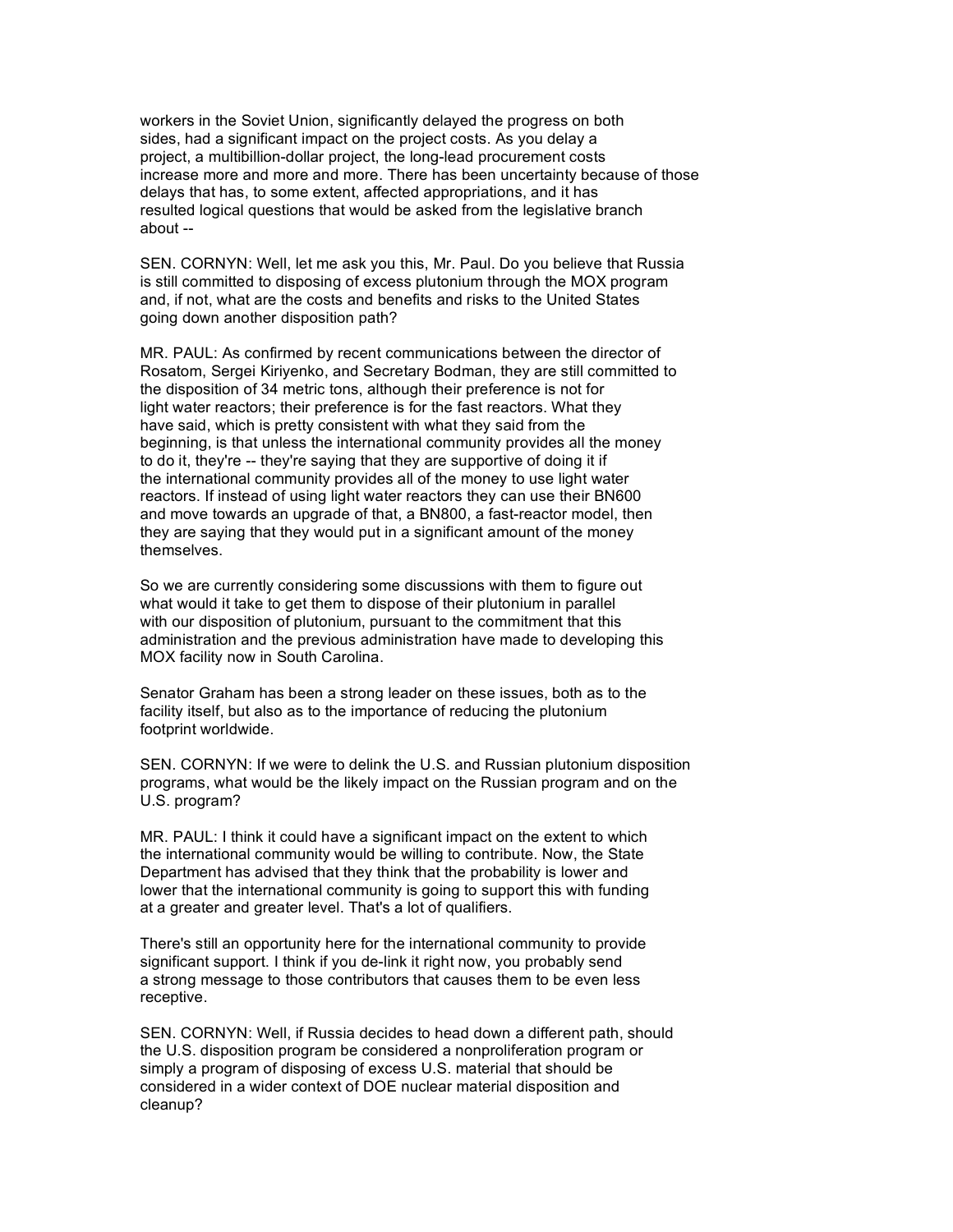workers in the Soviet Union, significantly delayed the progress on both sides, had a significant impact on the project costs. As you delay a project, a multibillion-dollar project, the long-lead procurement costs increase more and more and more. There has been uncertainty because of those delays that has, to some extent, affected appropriations, and it has resulted logical questions that would be asked from the legislative branch about --

SEN. CORNYN: Well, let me ask you this, Mr. Paul. Do you believe that Russia is still committed to disposing of excess plutonium through the MOX program and, if not, what are the costs and benefits and risks to the United States going down another disposition path?

MR. PAUL: As confirmed by recent communications between the director of Rosatom, Sergei Kiriyenko, and Secretary Bodman, they are still committed to the disposition of 34 metric tons, although their preference is not for light water reactors; their preference is for the fast reactors. What they have said, which is pretty consistent with what they said from the beginning, is that unless the international community provides all the money to do it, they're -- they're saying that they are supportive of doing it if the international community provides all of the money to use light water reactors. If instead of using light water reactors they can use their BN600 and move towards an upgrade of that, a BN800, a fast-reactor model, then they are saying that they would put in a significant amount of the money themselves.

So we are currently considering some discussions with them to figure out what would it take to get them to dispose of their plutonium in parallel with our disposition of plutonium, pursuant to the commitment that this administration and the previous administration have made to developing this MOX facility now in South Carolina.

Senator Graham has been a strong leader on these issues, both as to the facility itself, but also as to the importance of reducing the plutonium footprint worldwide.

SEN. CORNYN: If we were to delink the U.S. and Russian plutonium disposition programs, what would be the likely impact on the Russian program and on the U.S. program?

MR. PAUL: I think it could have a significant impact on the extent to which the international community would be willing to contribute. Now, the State Department has advised that they think that the probability is lower and lower that the international community is going to support this with funding at a greater and greater level. That's a lot of qualifiers.

There's still an opportunity here for the international community to provide significant support. I think if you de-link it right now, you probably send a strong message to those contributors that causes them to be even less receptive.

SEN. CORNYN: Well, if Russia decides to head down a different path, should the U.S. disposition program be considered a nonproliferation program or simply a program of disposing of excess U.S. material that should be considered in a wider context of DOE nuclear material disposition and cleanup?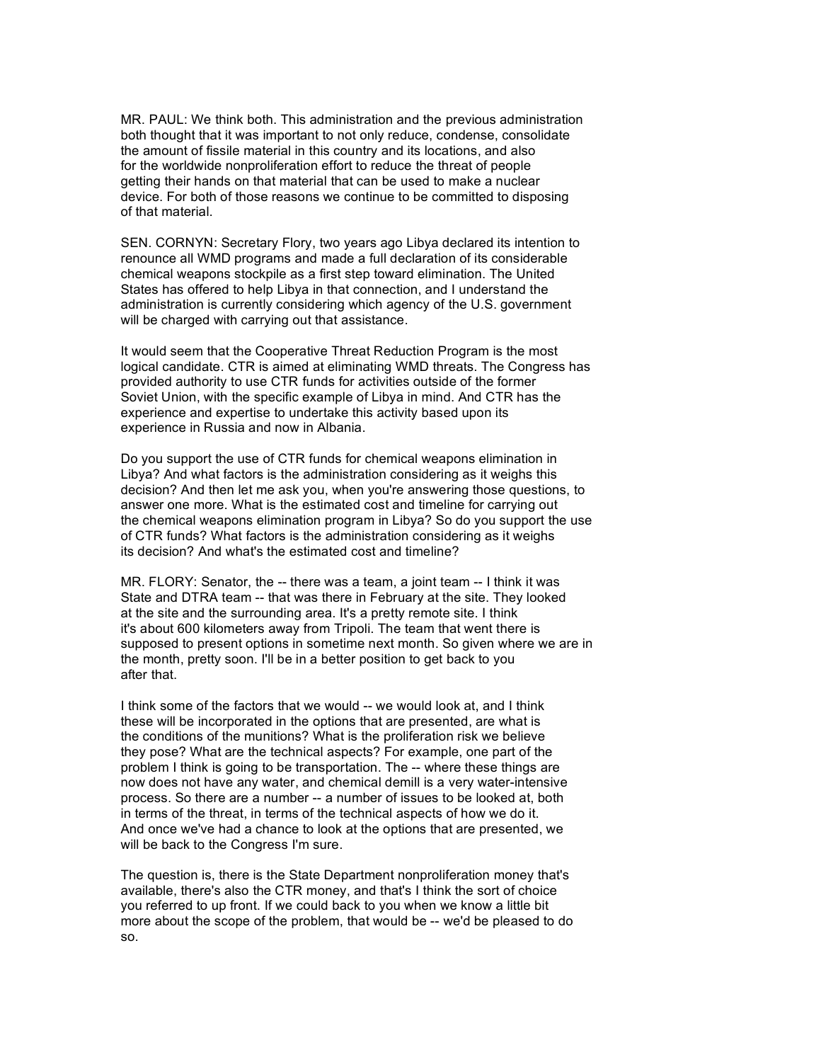MR. PAUL: We think both. This administration and the previous administration both thought that it was important to not only reduce, condense, consolidate the amount of fissile material in this country and its locations, and also for the worldwide nonproliferation effort to reduce the threat of people getting their hands on that material that can be used to make a nuclear device. For both of those reasons we continue to be committed to disposing of that material.

SEN. CORNYN: Secretary Flory, two years ago Libya declared its intention to renounce all WMD programs and made a full declaration of its considerable chemical weapons stockpile as a first step toward elimination. The United States has offered to help Libya in that connection, and I understand the administration is currently considering which agency of the U.S. government will be charged with carrying out that assistance.

It would seem that the Cooperative Threat Reduction Program is the most logical candidate. CTR is aimed at eliminating WMD threats. The Congress has provided authority to use CTR funds for activities outside of the former Soviet Union, with the specific example of Libya in mind. And CTR has the experience and expertise to undertake this activity based upon its experience in Russia and now in Albania.

Do you support the use of CTR funds for chemical weapons elimination in Libya? And what factors is the administration considering as it weighs this decision? And then let me ask you, when you're answering those questions, to answer one more. What is the estimated cost and timeline for carrying out the chemical weapons elimination program in Libya? So do you support the use of CTR funds? What factors is the administration considering as it weighs its decision? And what's the estimated cost and timeline?

MR. FLORY: Senator, the -- there was a team, a joint team -- I think it was State and DTRA team -- that was there in February at the site. They looked at the site and the surrounding area. It's a pretty remote site. I think it's about 600 kilometers away from Tripoli. The team that went there is supposed to present options in sometime next month. So given where we are in the month, pretty soon. I'll be in a better position to get back to you after that.

I think some of the factors that we would -- we would look at, and I think these will be incorporated in the options that are presented, are what is the conditions of the munitions? What is the proliferation risk we believe they pose? What are the technical aspects? For example, one part of the problem I think is going to be transportation. The -- where these things are now does not have any water, and chemical demill is a very water-intensive process. So there are a number -- a number of issues to be looked at, both in terms of the threat, in terms of the technical aspects of how we do it. And once we've had a chance to look at the options that are presented, we will be back to the Congress I'm sure.

The question is, there is the State Department nonproliferation money that's available, there's also the CTR money, and that's I think the sort of choice you referred to up front. If we could back to you when we know a little bit more about the scope of the problem, that would be -- we'd be pleased to do so.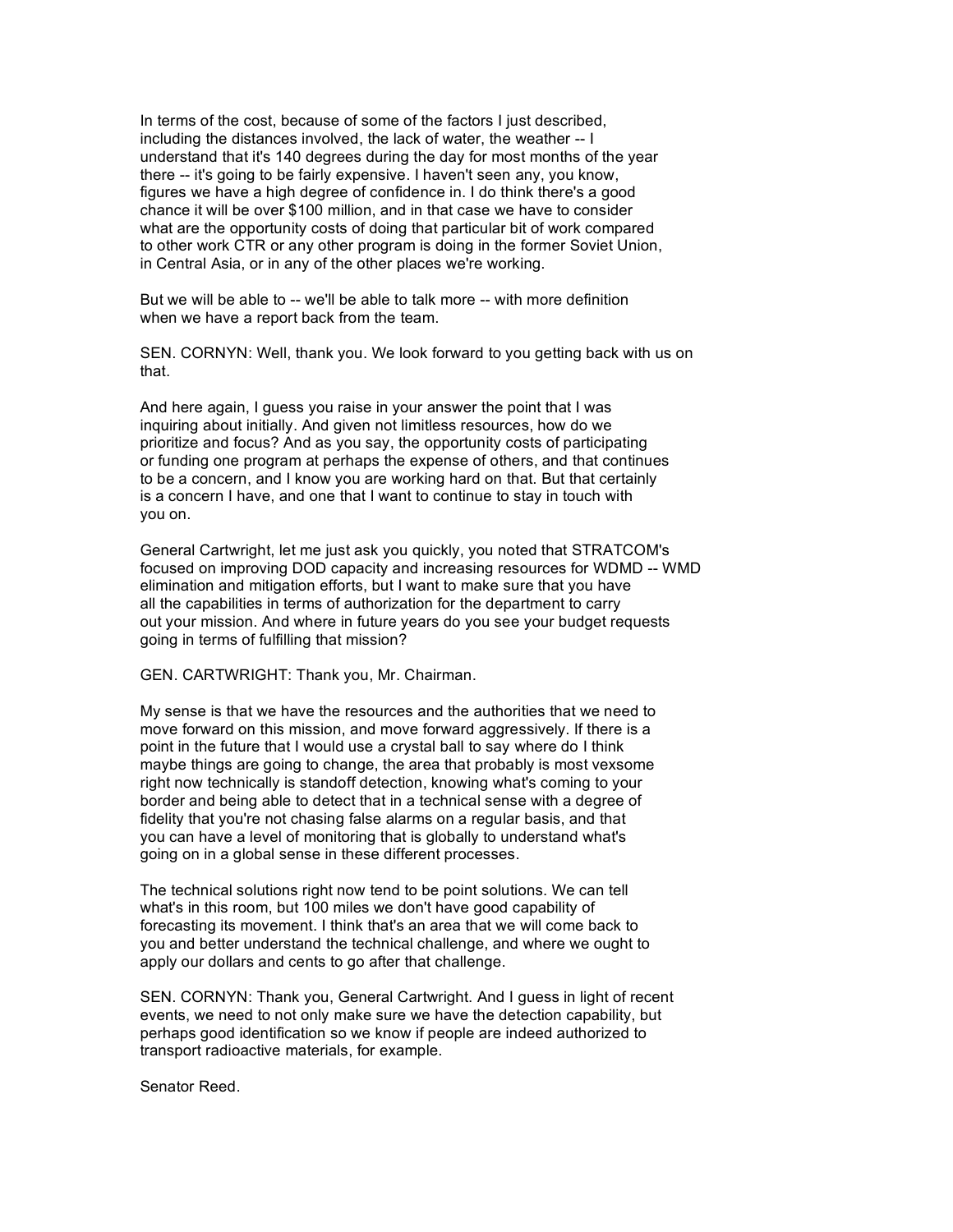In terms of the cost, because of some of the factors I just described, including the distances involved, the lack of water, the weather -- I understand that it's 140 degrees during the day for most months of the year there -- it's going to be fairly expensive. I haven't seen any, you know, figures we have a high degree of confidence in. I do think there's a good chance it will be over $100 million, and in that case we have to consider what are the opportunity costs of doing that particular bit of work compared to other work CTR or any other program is doing in the former Soviet Union, in Central Asia, or in any of the other places we're working.

But we will be able to -- we'll be able to talk more -- with more definition when we have a report back from the team.

SEN. CORNYN: Well, thank you. We look forward to you getting back with us on that.

And here again, I guess you raise in your answer the point that I was inquiring about initially. And given not limitless resources, how do we prioritize and focus? And as you say, the opportunity costs of participating or funding one program at perhaps the expense of others, and that continues to be a concern, and I know you are working hard on that. But that certainly is a concern I have, and one that I want to continue to stay in touch with you on.

General Cartwright, let me just ask you quickly, you noted that STRATCOM's focused on improving DOD capacity and increasing resources for WDMD -- WMD elimination and mitigation efforts, but I want to make sure that you have all the capabilities in terms of authorization for the department to carry out your mission. And where in future years do you see your budget requests going in terms of fulfilling that mission?

GEN. CARTWRIGHT: Thank you, Mr. Chairman.

My sense is that we have the resources and the authorities that we need to move forward on this mission, and move forward aggressively. If there is a point in the future that I would use a crystal ball to say where do I think maybe things are going to change, the area that probably is most vexsome right now technically is standoff detection, knowing what's coming to your border and being able to detect that in a technical sense with a degree of fidelity that you're not chasing false alarms on a regular basis, and that you can have a level of monitoring that is globally to understand what's going on in a global sense in these different processes.

The technical solutions right now tend to be point solutions. We can tell what's in this room, but 100 miles we don't have good capability of forecasting its movement. I think that's an area that we will come back to you and better understand the technical challenge, and where we ought to apply our dollars and cents to go after that challenge.

SEN. CORNYN: Thank you, General Cartwright. And I guess in light of recent events, we need to not only make sure we have the detection capability, but perhaps good identification so we know if people are indeed authorized to transport radioactive materials, for example.

Senator Reed.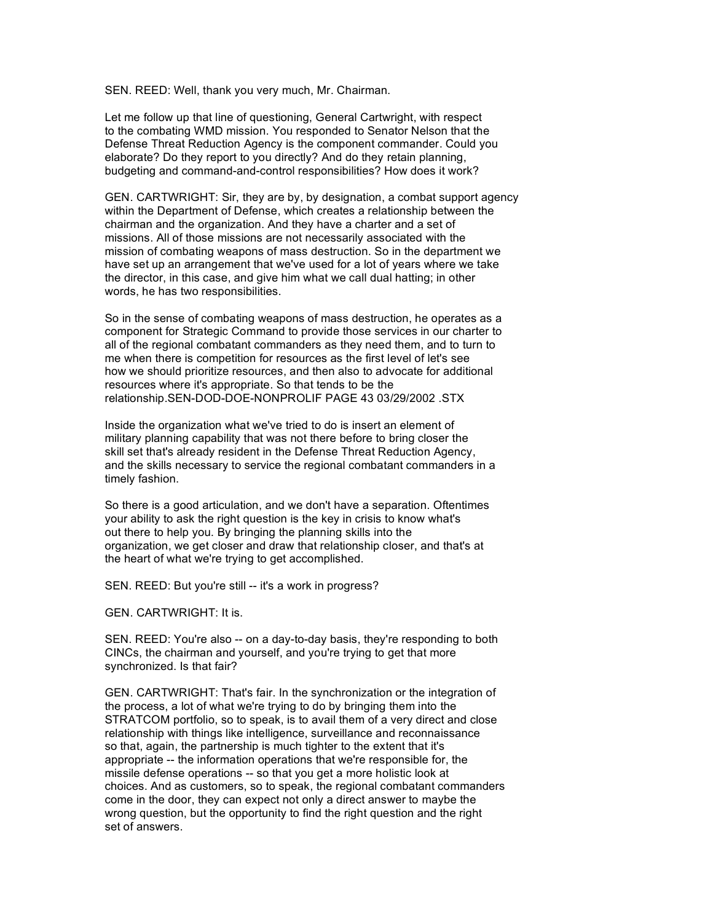SEN. REED: Well, thank you very much, Mr. Chairman.

Let me follow up that line of questioning, General Cartwright, with respect to the combating WMD mission. You responded to Senator Nelson that the Defense Threat Reduction Agency is the component commander. Could you elaborate? Do they report to you directly? And do they retain planning, budgeting and command-and-control responsibilities? How does it work?

GEN. CARTWRIGHT: Sir, they are by, by designation, a combat support agency within the Department of Defense, which creates a relationship between the chairman and the organization. And they have a charter and a set of missions. All of those missions are not necessarily associated with the mission of combating weapons of mass destruction. So in the department we have set up an arrangement that we've used for a lot of years where we take the director, in this case, and give him what we call dual hatting; in other words, he has two responsibilities.

So in the sense of combating weapons of mass destruction, he operates as a component for Strategic Command to provide those services in our charter to all of the regional combatant commanders as they need them, and to turn to me when there is competition for resources as the first level of let's see how we should prioritize resources, and then also to advocate for additional resources where it's appropriate. So that tends to be the relationship.SEN-DOD-DOE-NONPROLIF PAGE 43 03/29/2002 .STX

Inside the organization what we've tried to do is insert an element of military planning capability that was not there before to bring closer the skill set that's already resident in the Defense Threat Reduction Agency, and the skills necessary to service the regional combatant commanders in a timely fashion.

So there is a good articulation, and we don't have a separation. Oftentimes your ability to ask the right question is the key in crisis to know what's out there to help you. By bringing the planning skills into the organization, we get closer and draw that relationship closer, and that's at the heart of what we're trying to get accomplished.

SEN. REED: But you're still -- it's a work in progress?

GEN. CARTWRIGHT: It is.

SEN. REED: You're also -- on a day-to-day basis, they're responding to both CINCs, the chairman and yourself, and you're trying to get that more synchronized. Is that fair?

GEN. CARTWRIGHT: That's fair. In the synchronization or the integration of the process, a lot of what we're trying to do by bringing them into the STRATCOM portfolio, so to speak, is to avail them of a very direct and close relationship with things like intelligence, surveillance and reconnaissance so that, again, the partnership is much tighter to the extent that it's appropriate -- the information operations that we're responsible for, the missile defense operations -- so that you get a more holistic look at choices. And as customers, so to speak, the regional combatant commanders come in the door, they can expect not only a direct answer to maybe the wrong question, but the opportunity to find the right question and the right set of answers.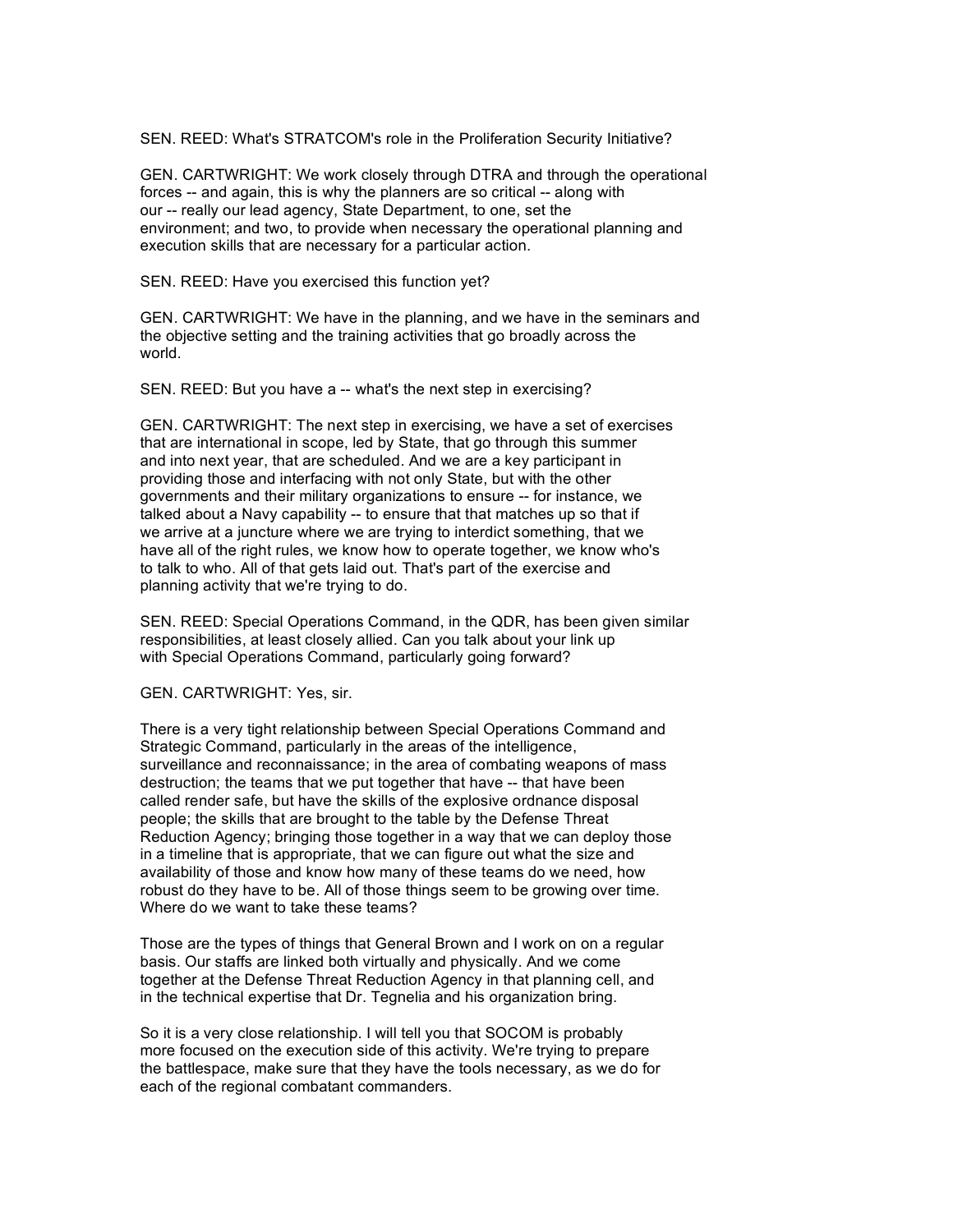SEN. REED: What's STRATCOM's role in the Proliferation Security Initiative?

GEN. CARTWRIGHT: We work closely through DTRA and through the operational forces -- and again, this is why the planners are so critical -- along with our -- really our lead agency, State Department, to one, set the environment; and two, to provide when necessary the operational planning and execution skills that are necessary for a particular action.

SEN. REED: Have you exercised this function yet?

GEN. CARTWRIGHT: We have in the planning, and we have in the seminars and the objective setting and the training activities that go broadly across the world.

SEN. REED: But you have a -- what's the next step in exercising?

GEN. CARTWRIGHT: The next step in exercising, we have a set of exercises that are international in scope, led by State, that go through this summer and into next year, that are scheduled. And we are a key participant in providing those and interfacing with not only State, but with the other governments and their military organizations to ensure -- for instance, we talked about a Navy capability -- to ensure that that matches up so that if we arrive at a juncture where we are trying to interdict something, that we have all of the right rules, we know how to operate together, we know who's to talk to who. All of that gets laid out. That's part of the exercise and planning activity that we're trying to do.

SEN. REED: Special Operations Command, in the QDR, has been given similar responsibilities, at least closely allied. Can you talk about your link up with Special Operations Command, particularly going forward?

GEN. CARTWRIGHT: Yes, sir.

There is a very tight relationship between Special Operations Command and Strategic Command, particularly in the areas of the intelligence, surveillance and reconnaissance; in the area of combating weapons of mass destruction; the teams that we put together that have -- that have been called render safe, but have the skills of the explosive ordnance disposal people; the skills that are brought to the table by the Defense Threat Reduction Agency; bringing those together in a way that we can deploy those in a timeline that is appropriate, that we can figure out what the size and availability of those and know how many of these teams do we need, how robust do they have to be. All of those things seem to be growing over time. Where do we want to take these teams?

Those are the types of things that General Brown and I work on on a regular basis. Our staffs are linked both virtually and physically. And we come together at the Defense Threat Reduction Agency in that planning cell, and in the technical expertise that Dr. Tegnelia and his organization bring.

So it is a very close relationship. I will tell you that SOCOM is probably more focused on the execution side of this activity. We're trying to prepare the battlespace, make sure that they have the tools necessary, as we do for each of the regional combatant commanders.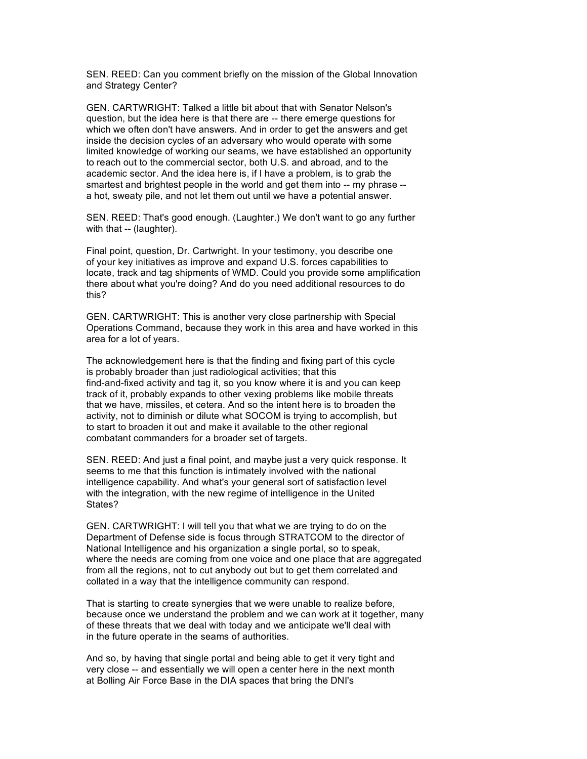SEN. REED: Can you comment briefly on the mission of the Global Innovation and Strategy Center?

GEN. CARTWRIGHT: Talked a little bit about that with Senator Nelson's question, but the idea here is that there are -- there emerge questions for which we often don't have answers. And in order to get the answers and get inside the decision cycles of an adversary who would operate with some limited knowledge of working our seams, we have established an opportunity to reach out to the commercial sector, both U.S. and abroad, and to the academic sector. And the idea here is, if I have a problem, is to grab the smartest and brightest people in the world and get them into -- my phrase -- a hot, sweaty pile, and not let them out until we have a potential answer.

SEN. REED: That's good enough. (Laughter.) We don't want to go any further with that -- (laughter).

Final point, question, Dr. Cartwright. In your testimony, you describe one of your key initiatives as improve and expand U.S. forces capabilities to locate, track and tag shipments of WMD. Could you provide some amplification there about what you're doing? And do you need additional resources to do this?

GEN. CARTWRIGHT: This is another very close partnership with Special Operations Command, because they work in this area and have worked in this area for a lot of years.

The acknowledgement here is that the finding and fixing part of this cycle is probably broader than just radiological activities; that this find-and-fixed activity and tag it, so you know where it is and you can keep track of it, probably expands to other vexing problems like mobile threats that we have, missiles, et cetera. And so the intent here is to broaden the activity, not to diminish or dilute what SOCOM is trying to accomplish, but to start to broaden it out and make it available to the other regional combatant commanders for a broader set of targets.

SEN. REED: And just a final point, and maybe just a very quick response. It seems to me that this function is intimately involved with the national intelligence capability. And what's your general sort of satisfaction level with the integration, with the new regime of intelligence in the United States?

GEN. CARTWRIGHT: I will tell you that what we are trying to do on the Department of Defense side is focus through STRATCOM to the director of National Intelligence and his organization a single portal, so to speak, where the needs are coming from one voice and one place that are aggregated from all the regions, not to cut anybody out but to get them correlated and collated in a way that the intelligence community can respond.

That is starting to create synergies that we were unable to realize before, because once we understand the problem and we can work at it together, many of these threats that we deal with today and we anticipate we'll deal with in the future operate in the seams of authorities.

And so, by having that single portal and being able to get it very tight and very close -- and essentially we will open a center here in the next month at Bolling Air Force Base in the DIA spaces that bring the DNI's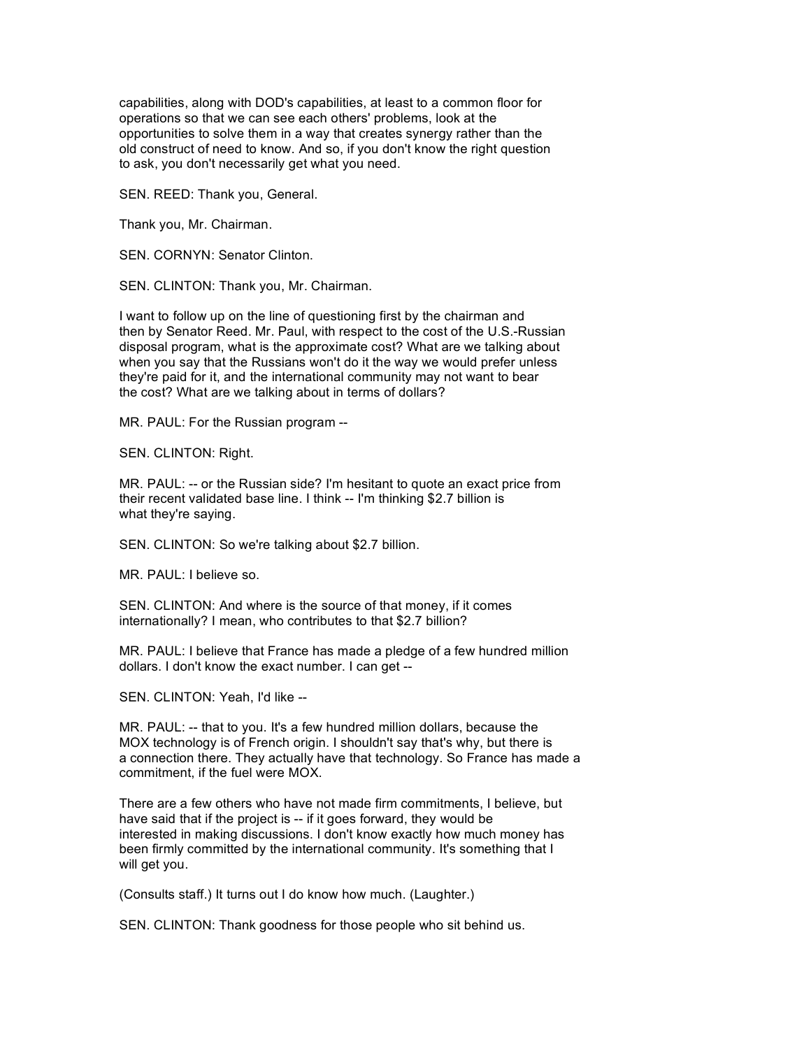capabilities, along with DOD's capabilities, at least to a common floor for operations so that we can see each others' problems, look at the opportunities to solve them in a way that creates synergy rather than the old construct of need to know. And so, if you don't know the right question to ask, you don't necessarily get what you need.

SEN. REED: Thank you, General.

Thank you, Mr. Chairman.

SEN. CORNYN: Senator Clinton.

SEN. CLINTON: Thank you, Mr. Chairman.

I want to follow up on the line of questioning first by the chairman and then by Senator Reed. Mr. Paul, with respect to the cost of the U.S.-Russian disposal program, what is the approximate cost? What are we talking about when you say that the Russians won't do it the way we would prefer unless they're paid for it, and the international community may not want to bear the cost? What are we talking about in terms of dollars?

MR. PAUL: For the Russian program --

SEN. CLINTON: Right.

MR. PAUL: -- or the Russian side? I'm hesitant to quote an exact price from their recent validated base line. I think -- I'm thinking $2.7 billion is what they're saying.

SEN. CLINTON: So we're talking about $2.7 billion.

MR. PAUL: I believe so.

SEN. CLINTON: And where is the source of that money, if it comes internationally? I mean, who contributes to that $2.7 billion?

MR. PAUL: I believe that France has made a pledge of a few hundred million dollars. I don't know the exact number. I can get --

SEN. CLINTON: Yeah, I'd like --

MR. PAUL: -- that to you. It's a few hundred million dollars, because the MOX technology is of French origin. I shouldn't say that's why, but there is a connection there. They actually have that technology. So France has made a commitment, if the fuel were MOX.

There are a few others who have not made firm commitments, I believe, but have said that if the project is -- if it goes forward, they would be interested in making discussions. I don't know exactly how much money has been firmly committed by the international community. It's something that I will get you.

(Consults staff.) It turns out I do know how much. (Laughter.)

SEN. CLINTON: Thank goodness for those people who sit behind us.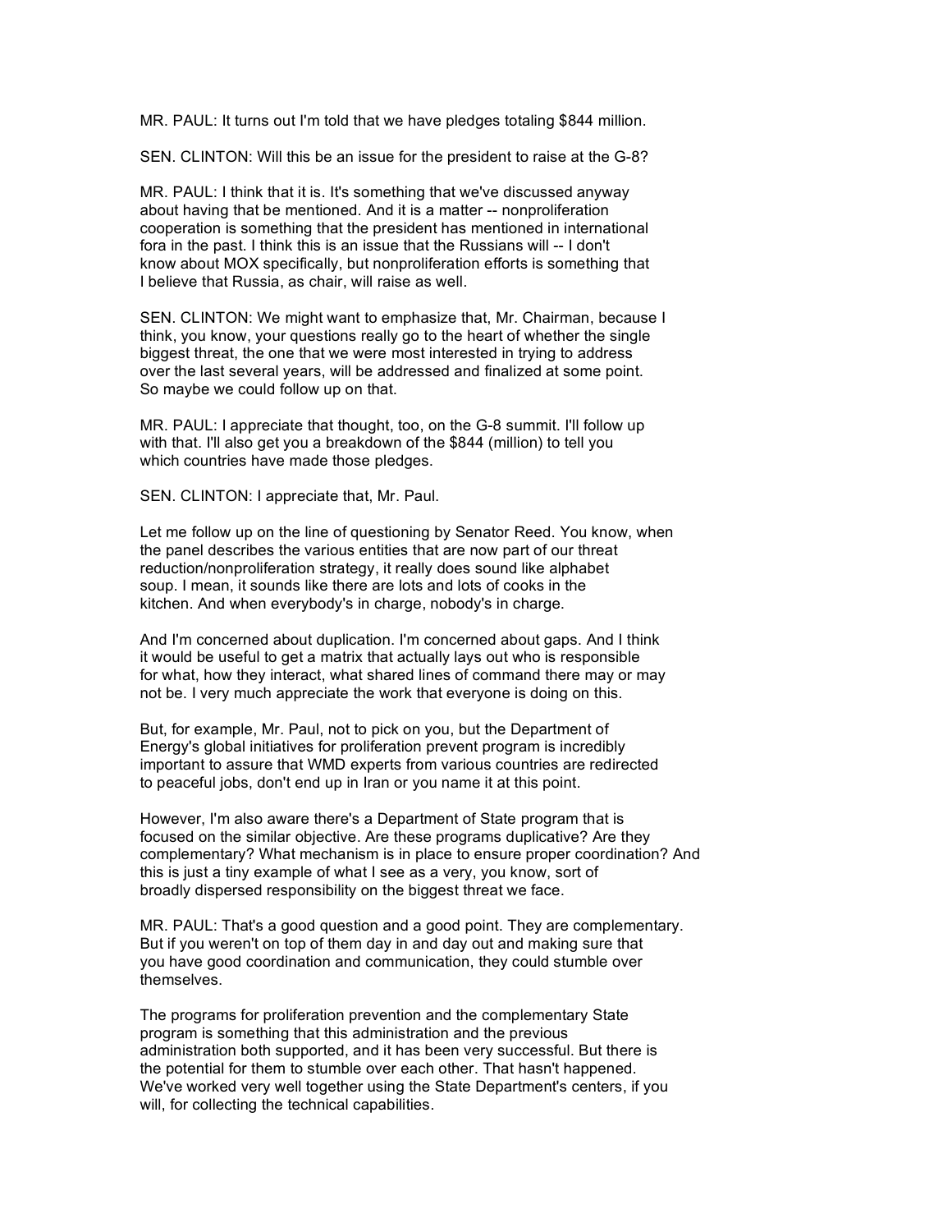MR. PAUL: It turns out I'm told that we have pledges totaling $844 million.

SEN. CLINTON: Will this be an issue for the president to raise at the G-8?

MR. PAUL: I think that it is. It's something that we've discussed anyway about having that be mentioned. And it is a matter -- nonproliferation cooperation is something that the president has mentioned in international fora in the past. I think this is an issue that the Russians will -- I don't know about MOX specifically, but nonproliferation efforts is something that I believe that Russia, as chair, will raise as well.

SEN. CLINTON: We might want to emphasize that, Mr. Chairman, because I think, you know, your questions really go to the heart of whether the single biggest threat, the one that we were most interested in trying to address over the last several years, will be addressed and finalized at some point. So maybe we could follow up on that.

MR. PAUL: I appreciate that thought, too, on the G-8 summit. I'll follow up with that. I'll also get you a breakdown of the $844 (million) to tell you which countries have made those pledges.

SEN. CLINTON: I appreciate that, Mr. Paul.

Let me follow up on the line of questioning by Senator Reed. You know, when the panel describes the various entities that are now part of our threat reduction/nonproliferation strategy, it really does sound like alphabet soup. I mean, it sounds like there are lots and lots of cooks in the kitchen. And when everybody's in charge, nobody's in charge.

And I'm concerned about duplication. I'm concerned about gaps. And I think it would be useful to get a matrix that actually lays out who is responsible for what, how they interact, what shared lines of command there may or may not be. I very much appreciate the work that everyone is doing on this.

But, for example, Mr. Paul, not to pick on you, but the Department of Energy's global initiatives for proliferation prevent program is incredibly important to assure that WMD experts from various countries are redirected to peaceful jobs, don't end up in Iran or you name it at this point.

However, I'm also aware there's a Department of State program that is focused on the similar objective. Are these programs duplicative? Are they complementary? What mechanism is in place to ensure proper coordination? And this is just a tiny example of what I see as a very, you know, sort of broadly dispersed responsibility on the biggest threat we face.

MR. PAUL: That's a good question and a good point. They are complementary. But if you weren't on top of them day in and day out and making sure that you have good coordination and communication, they could stumble over themselves.

The programs for proliferation prevention and the complementary State program is something that this administration and the previous administration both supported, and it has been very successful. But there is the potential for them to stumble over each other. That hasn't happened. We've worked very well together using the State Department's centers, if you will, for collecting the technical capabilities.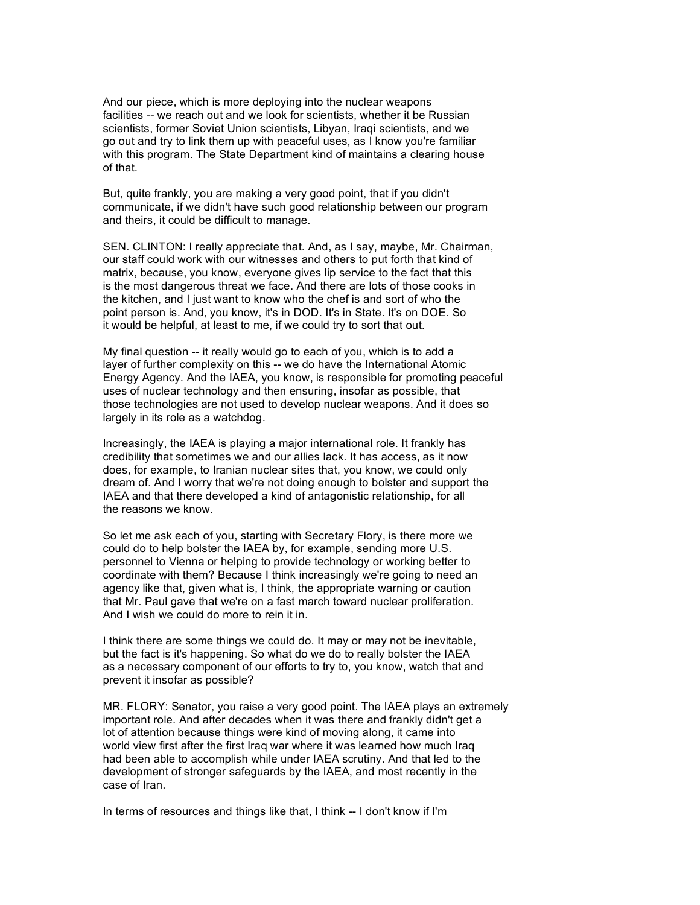And our piece, which is more deploying into the nuclear weapons facilities -- we reach out and we look for scientists, whether it be Russian scientists, former Soviet Union scientists, Libyan, Iraqi scientists, and we go out and try to link them up with peaceful uses, as I know you're familiar with this program. The State Department kind of maintains a clearing house of that.

But, quite frankly, you are making a very good point, that if you didn't communicate, if we didn't have such good relationship between our program and theirs, it could be difficult to manage.

SEN. CLINTON: I really appreciate that. And, as I say, maybe, Mr. Chairman, our staff could work with our witnesses and others to put forth that kind of matrix, because, you know, everyone gives lip service to the fact that this is the most dangerous threat we face. And there are lots of those cooks in the kitchen, and I just want to know who the chef is and sort of who the point person is. And, you know, it's in DOD. It's in State. It's on DOE. So it would be helpful, at least to me, if we could try to sort that out.

My final question -- it really would go to each of you, which is to add a layer of further complexity on this -- we do have the International Atomic Energy Agency. And the IAEA, you know, is responsible for promoting peaceful uses of nuclear technology and then ensuring, insofar as possible, that those technologies are not used to develop nuclear weapons. And it does so largely in its role as a watchdog.

Increasingly, the IAEA is playing a major international role. It frankly has credibility that sometimes we and our allies lack. It has access, as it now does, for example, to Iranian nuclear sites that, you know, we could only dream of. And I worry that we're not doing enough to bolster and support the IAEA and that there developed a kind of antagonistic relationship, for all the reasons we know.

So let me ask each of you, starting with Secretary Flory, is there more we could do to help bolster the IAEA by, for example, sending more U.S. personnel to Vienna or helping to provide technology or working better to coordinate with them? Because I think increasingly we're going to need an agency like that, given what is, I think, the appropriate warning or caution that Mr. Paul gave that we're on a fast march toward nuclear proliferation. And I wish we could do more to rein it in.

I think there are some things we could do. It may or may not be inevitable, but the fact is it's happening. So what do we do to really bolster the IAEA as a necessary component of our efforts to try to, you know, watch that and prevent it insofar as possible?

MR. FLORY: Senator, you raise a very good point. The IAEA plays an extremely important role. And after decades when it was there and frankly didn't get a lot of attention because things were kind of moving along, it came into world view first after the first Iraq war where it was learned how much Iraq had been able to accomplish while under IAEA scrutiny. And that led to the development of stronger safeguards by the IAEA, and most recently in the case of Iran.

In terms of resources and things like that, I think -- I don't know if I'm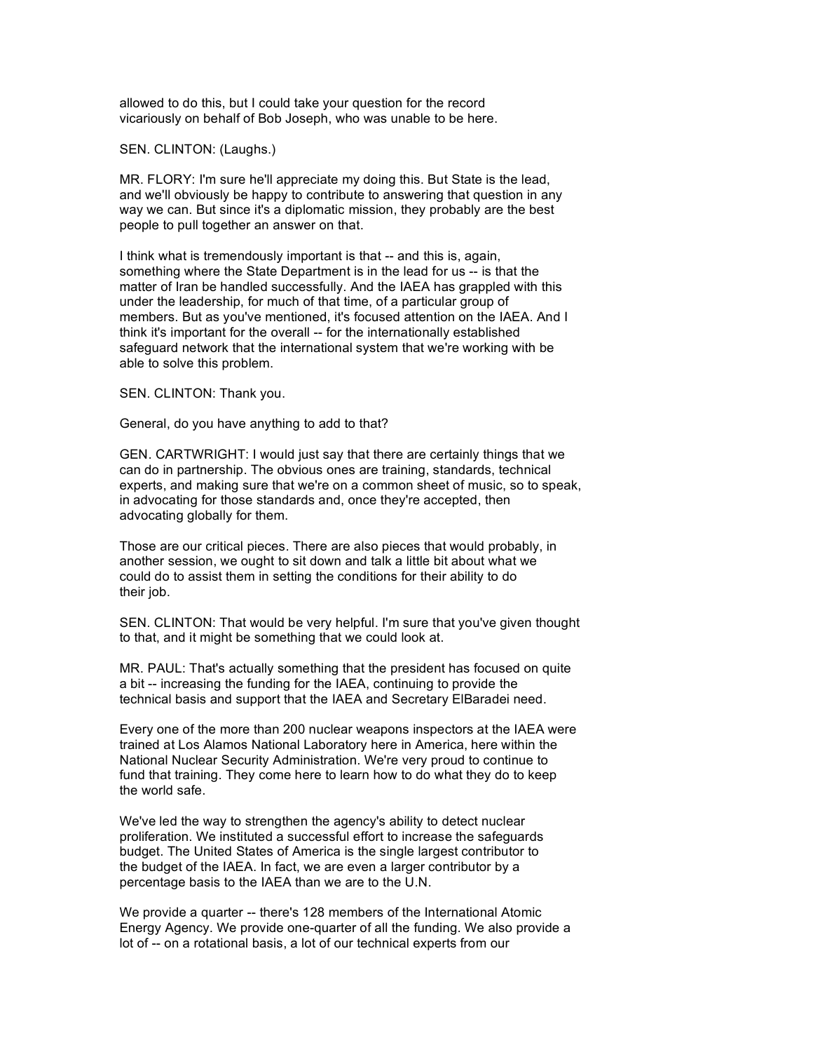allowed to do this, but I could take your question for the record vicariously on behalf of Bob Joseph, who was unable to be here.

SEN. CLINTON: (Laughs.)

MR. FLORY: I'm sure he'll appreciate my doing this. But State is the lead, and we'll obviously be happy to contribute to answering that question in any way we can. But since it's a diplomatic mission, they probably are the best people to pull together an answer on that.

I think what is tremendously important is that -- and this is, again, something where the State Department is in the lead for us -- is that the matter of Iran be handled successfully. And the IAEA has grappled with this under the leadership, for much of that time, of a particular group of members. But as you've mentioned, it's focused attention on the IAEA. And I think it's important for the overall -- for the internationally established safeguard network that the international system that we're working with be able to solve this problem.

SEN. CLINTON: Thank you.

General, do you have anything to add to that?

GEN. CARTWRIGHT: I would just say that there are certainly things that we can do in partnership. The obvious ones are training, standards, technical experts, and making sure that we're on a common sheet of music, so to speak, in advocating for those standards and, once they're accepted, then advocating globally for them.

Those are our critical pieces. There are also pieces that would probably, in another session, we ought to sit down and talk a little bit about what we could do to assist them in setting the conditions for their ability to do their job.

SEN. CLINTON: That would be very helpful. I'm sure that you've given thought to that, and it might be something that we could look at.

MR. PAUL: That's actually something that the president has focused on quite a bit -- increasing the funding for the IAEA, continuing to provide the technical basis and support that the IAEA and Secretary ElBaradei need.

Every one of the more than 200 nuclear weapons inspectors at the IAEA were trained at Los Alamos National Laboratory here in America, here within the National Nuclear Security Administration. We're very proud to continue to fund that training. They come here to learn how to do what they do to keep the world safe.

We've led the way to strengthen the agency's ability to detect nuclear proliferation. We instituted a successful effort to increase the safeguards budget. The United States of America is the single largest contributor to the budget of the IAEA. In fact, we are even a larger contributor by a percentage basis to the IAEA than we are to the U.N.

We provide a quarter -- there's 128 members of the International Atomic Energy Agency. We provide one-quarter of all the funding. We also provide a lot of -- on a rotational basis, a lot of our technical experts from our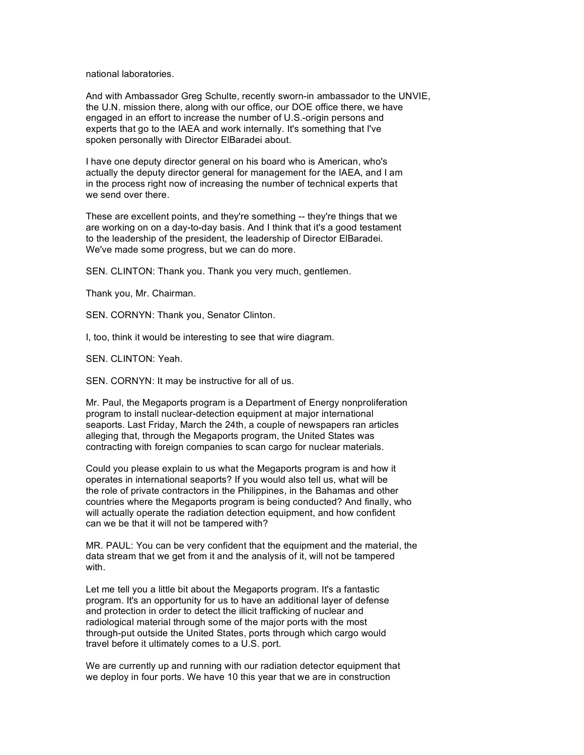national laboratories.

And with Ambassador Greg Schulte, recently sworn-in ambassador to the UNVIE, the U.N. mission there, along with our office, our DOE office there, we have engaged in an effort to increase the number of U.S.-origin persons and experts that go to the IAEA and work internally. It's something that I've spoken personally with Director ElBaradei about.

I have one deputy director general on his board who is American, who's actually the deputy director general for management for the IAEA, and I am in the process right now of increasing the number of technical experts that we send over there.

These are excellent points, and they're something -- they're things that we are working on on a day-to-day basis. And I think that it's a good testament to the leadership of the president, the leadership of Director ElBaradei. We've made some progress, but we can do more.

SEN. CLINTON: Thank you. Thank you very much, gentlemen.

Thank you, Mr. Chairman.

SEN. CORNYN: Thank you, Senator Clinton.

I, too, think it would be interesting to see that wire diagram.

SEN. CLINTON: Yeah.

SEN. CORNYN: It may be instructive for all of us.

Mr. Paul, the Megaports program is a Department of Energy nonproliferation program to install nuclear-detection equipment at major international seaports. Last Friday, March the 24th, a couple of newspapers ran articles alleging that, through the Megaports program, the United States was contracting with foreign companies to scan cargo for nuclear materials.

Could you please explain to us what the Megaports program is and how it operates in international seaports? If you would also tell us, what will be the role of private contractors in the Philippines, in the Bahamas and other countries where the Megaports program is being conducted? And finally, who will actually operate the radiation detection equipment, and how confident can we be that it will not be tampered with?

MR. PAUL: You can be very confident that the equipment and the material, the data stream that we get from it and the analysis of it, will not be tampered with.

Let me tell you a little bit about the Megaports program. It's a fantastic program. It's an opportunity for us to have an additional layer of defense and protection in order to detect the illicit trafficking of nuclear and radiological material through some of the major ports with the most through-put outside the United States, ports through which cargo would travel before it ultimately comes to a U.S. port.

We are currently up and running with our radiation detector equipment that we deploy in four ports. We have 10 this year that we are in construction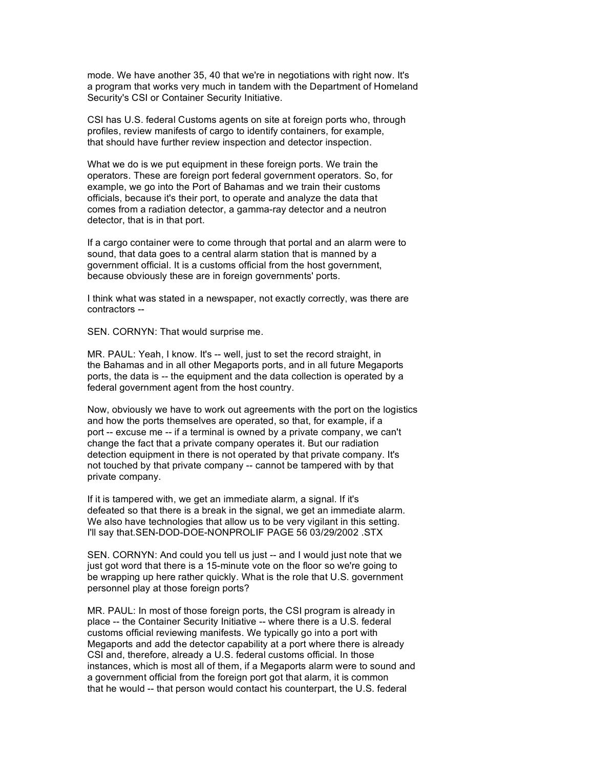mode. We have another 35, 40 that we're in negotiations with right now. It's a program that works very much in tandem with the Department of Homeland Security's CSI or Container Security Initiative.

CSI has U.S. federal Customs agents on site at foreign ports who, through profiles, review manifests of cargo to identify containers, for example, that should have further review inspection and detector inspection.

What we do is we put equipment in these foreign ports. We train the operators. These are foreign port federal government operators. So, for example, we go into the Port of Bahamas and we train their customs officials, because it's their port, to operate and analyze the data that comes from a radiation detector, a gamma-ray detector and a neutron detector, that is in that port.

If a cargo container were to come through that portal and an alarm were to sound, that data goes to a central alarm station that is manned by a government official. It is a customs official from the host government, because obviously these are in foreign governments' ports.

I think what was stated in a newspaper, not exactly correctly, was there are contractors --

SEN. CORNYN: That would surprise me.

MR. PAUL: Yeah, I know. It's -- well, just to set the record straight, in the Bahamas and in all other Megaports ports, and in all future Megaports ports, the data is -- the equipment and the data collection is operated by a federal government agent from the host country.

Now, obviously we have to work out agreements with the port on the logistics and how the ports themselves are operated, so that, for example, if a port -- excuse me -- if a terminal is owned by a private company, we can't change the fact that a private company operates it. But our radiation detection equipment in there is not operated by that private company. It's not touched by that private company -- cannot be tampered with by that private company.

If it is tampered with, we get an immediate alarm, a signal. If it's defeated so that there is a break in the signal, we get an immediate alarm. We also have technologies that allow us to be very vigilant in this setting. I'll say that.SEN-DOD-DOE-NONPROLIF PAGE 56 03/29/2002 .STX

SEN. CORNYN: And could you tell us just -- and I would just note that we just got word that there is a 15-minute vote on the floor so we're going to be wrapping up here rather quickly. What is the role that U.S. government personnel play at those foreign ports?

MR. PAUL: In most of those foreign ports, the CSI program is already in place -- the Container Security Initiative -- where there is a U.S. federal customs official reviewing manifests. We typically go into a port with Megaports and add the detector capability at a port where there is already CSI and, therefore, already a U.S. federal customs official. In those instances, which is most all of them, if a Megaports alarm were to sound and a government official from the foreign port got that alarm, it is common that he would -- that person would contact his counterpart, the U.S. federal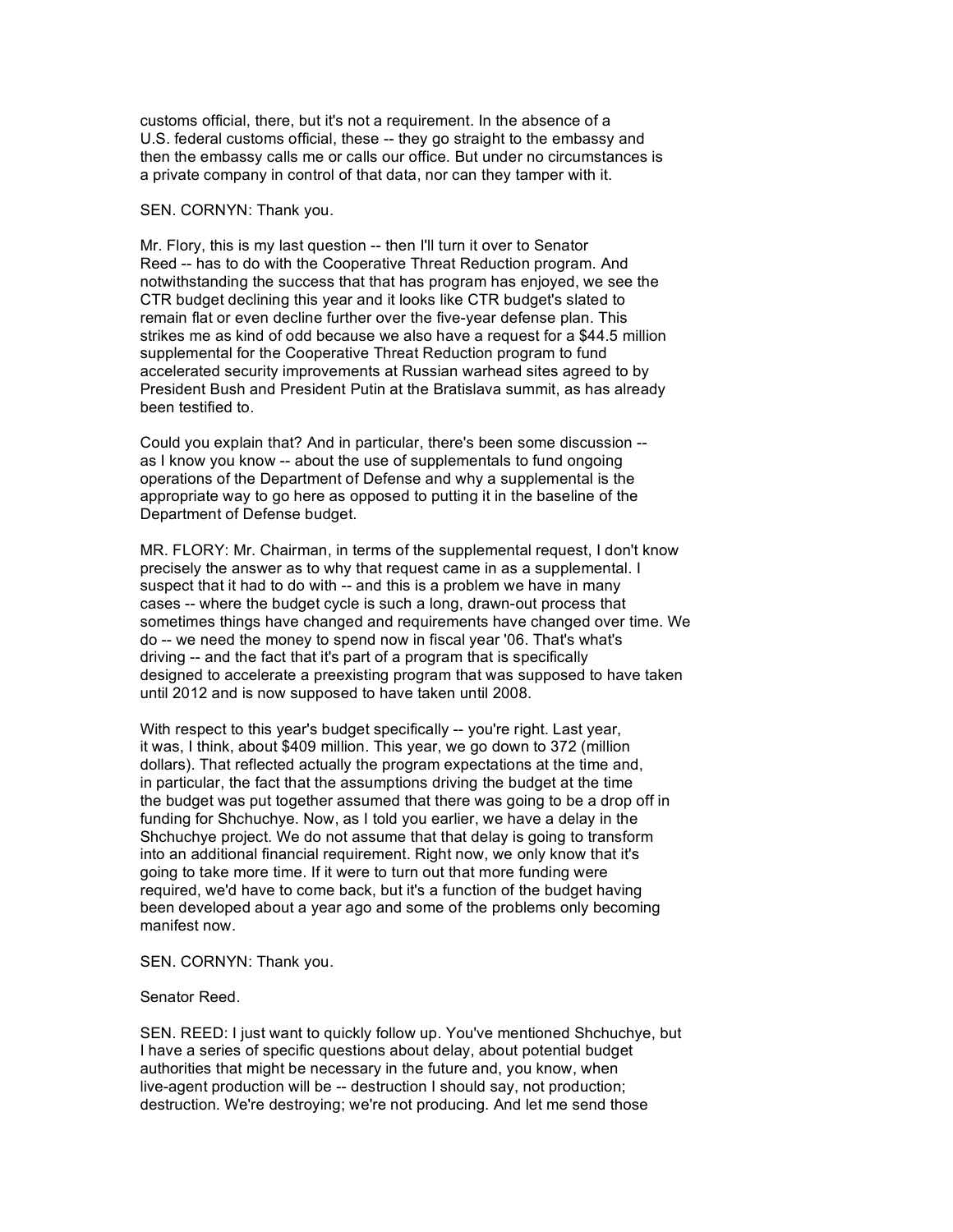customs official, there, but it's not a requirement. In the absence of a U.S. federal customs official, these -- they go straight to the embassy and then the embassy calls me or calls our office. But under no circumstances is a private company in control of that data, nor can they tamper with it.

SEN. CORNYN: Thank you.

Mr. Flory, this is my last question -- then I'll turn it over to Senator Reed -- has to do with the Cooperative Threat Reduction program. And notwithstanding the success that that has program has enjoyed, we see the CTR budget declining this year and it looks like CTR budget's slated to remain flat or even decline further over the five-year defense plan. This strikes me as kind of odd because we also have a request for a $44.5 million supplemental for the Cooperative Threat Reduction program to fund accelerated security improvements at Russian warhead sites agreed to by President Bush and President Putin at the Bratislava summit, as has already been testified to.

Could you explain that? And in particular, there's been some discussion -- as I know you know -- about the use of supplementals to fund ongoing operations of the Department of Defense and why a supplemental is the appropriate way to go here as opposed to putting it in the baseline of the Department of Defense budget.

MR. FLORY: Mr. Chairman, in terms of the supplemental request, I don't know precisely the answer as to why that request came in as a supplemental. I suspect that it had to do with -- and this is a problem we have in many cases -- where the budget cycle is such a long, drawn-out process that sometimes things have changed and requirements have changed over time. We do -- we need the money to spend now in fiscal year '06. That's what's driving -- and the fact that it's part of a program that is specifically designed to accelerate a preexisting program that was supposed to have taken until 2012 and is now supposed to have taken until 2008.

With respect to this year's budget specifically -- you're right. Last year, it was, I think, about $409 million. This year, we go down to 372 (million dollars). That reflected actually the program expectations at the time and, in particular, the fact that the assumptions driving the budget at the time the budget was put together assumed that there was going to be a drop off in funding for Shchuchye. Now, as I told you earlier, we have a delay in the Shchuchye project. We do not assume that that delay is going to transform into an additional financial requirement. Right now, we only know that it's going to take more time. If it were to turn out that more funding were required, we'd have to come back, but it's a function of the budget having been developed about a year ago and some of the problems only becoming manifest now.

SEN. CORNYN: Thank you.

Senator Reed.

SEN. REED: I just want to quickly follow up. You've mentioned Shchuchye, but I have a series of specific questions about delay, about potential budget authorities that might be necessary in the future and, you know, when live-agent production will be -- destruction I should say, not production; destruction. We're destroying; we're not producing. And let me send those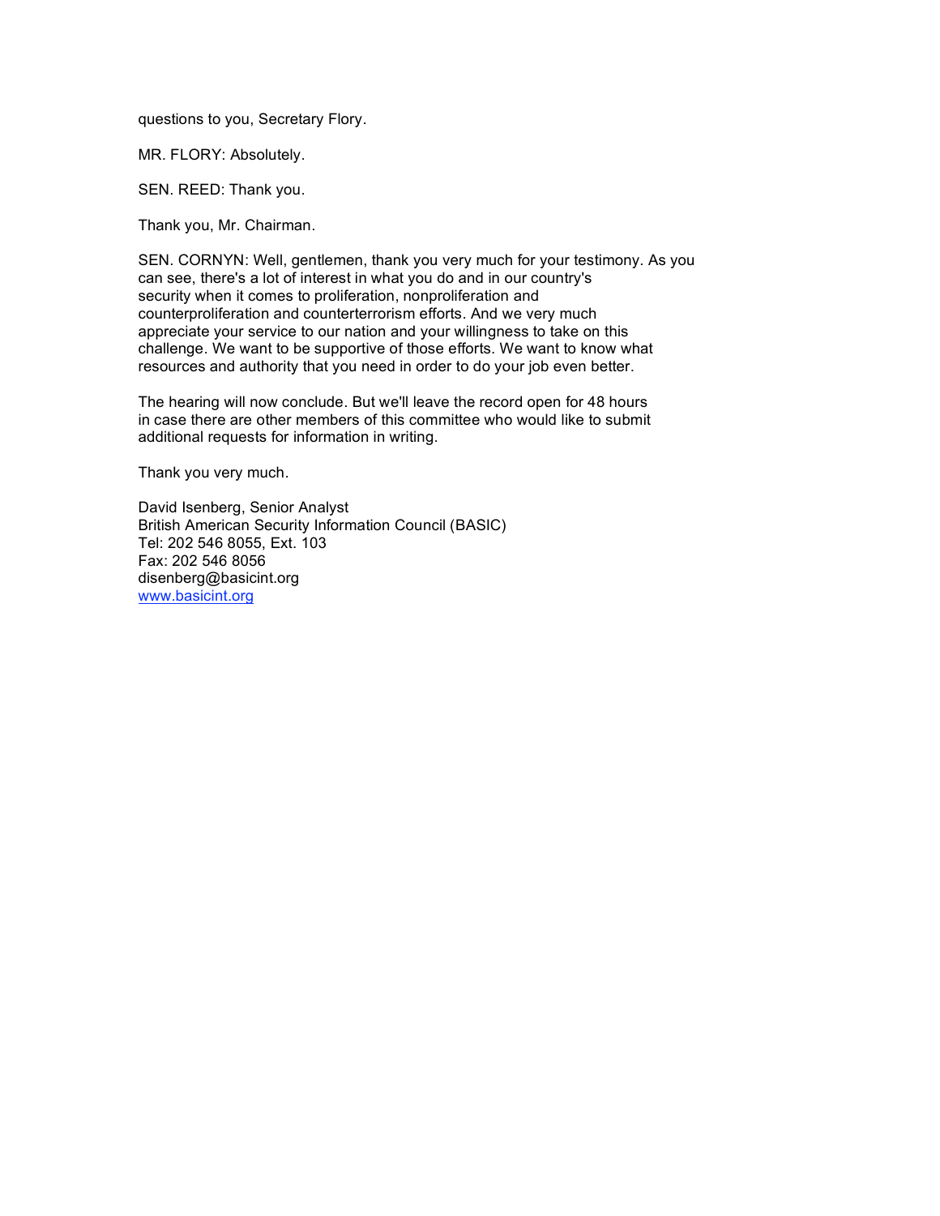questions to you, Secretary Flory.

MR. FLORY: Absolutely.

SEN. REED: Thank you.

Thank you, Mr. Chairman.

SEN. CORNYN: Well, gentlemen, thank you very much for your testimony. As you can see, there's a lot of interest in what you do and in our country's security when it comes to proliferation, nonproliferation and counterproliferation and counterterrorism efforts. And we very much appreciate your service to our nation and your willingness to take on this challenge. We want to be supportive of those efforts. We want to know what resources and authority that you need in order to do your job even better.

The hearing will now conclude. But we'll leave the record open for 48 hours in case there are other members of this committee who would like to submit additional requests for information in writing.

Thank you very much.

David Isenberg, Senior Analyst
British American Security Information Council (BASIC)
Tel: 202 546 8055, Ext. 103
Fax: 202 546 8056
disenberg@basicint.org
www.basicint.org